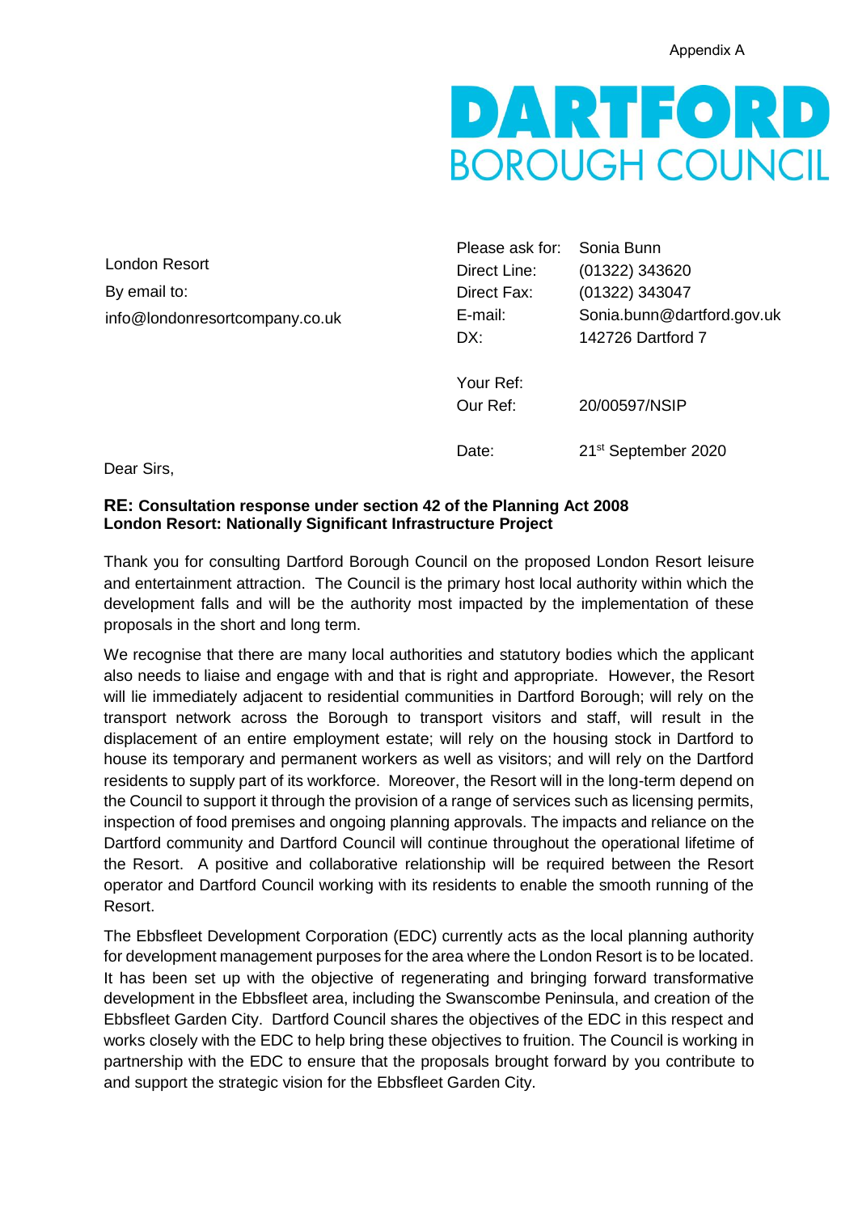Appendix A

**DARTFORD**
BOROUGH COUNCIL

London Resort
By email to:
info@londonresortcompany.co.uk

| | |
|---|---|
| Please ask for: | Sonia Bunn |
| Direct Line: | (01322) 343620 |
| Direct Fax: | (01322) 343047 |
| E-mail: | Sonia.bunn@dartford.gov.uk |
| DX: | 142726 Dartford 7 |
| Your Ref: | |
| Our Ref: | 20/00597/NSIP |
| Date: | 21st September 2020 |

Dear Sirs,

**RE: Consultation response under section 42 of the Planning Act 2008**
**London Resort: Nationally Significant Infrastructure Project**

Thank you for consulting Dartford Borough Council on the proposed London Resort leisure and entertainment attraction. The Council is the primary host local authority within which the development falls and will be the authority most impacted by the implementation of these proposals in the short and long term.

We recognise that there are many local authorities and statutory bodies which the applicant also needs to liaise and engage with and that is right and appropriate. However, the Resort will lie immediately adjacent to residential communities in Dartford Borough; will rely on the transport network across the Borough to transport visitors and staff, will result in the displacement of an entire employment estate; will rely on the housing stock in Dartford to house its temporary and permanent workers as well as visitors; and will rely on the Dartford residents to supply part of its workforce. Moreover, the Resort will in the long-term depend on the Council to support it through the provision of a range of services such as licensing permits, inspection of food premises and ongoing planning approvals. The impacts and reliance on the Dartford community and Dartford Council will continue throughout the operational lifetime of the Resort. A positive and collaborative relationship will be required between the Resort operator and Dartford Council working with its residents to enable the smooth running of the Resort.

The Ebbsfleet Development Corporation (EDC) currently acts as the local planning authority for development management purposes for the area where the London Resort is to be located. It has been set up with the objective of regenerating and bringing forward transformative development in the Ebbsfleet area, including the Swanscombe Peninsula, and creation of the Ebbsfleet Garden City. Dartford Council shares the objectives of the EDC in this respect and works closely with the EDC to help bring these objectives to fruition. The Council is working in partnership with the EDC to ensure that the proposals brought forward by you contribute to and support the strategic vision for the Ebbsfleet Garden City.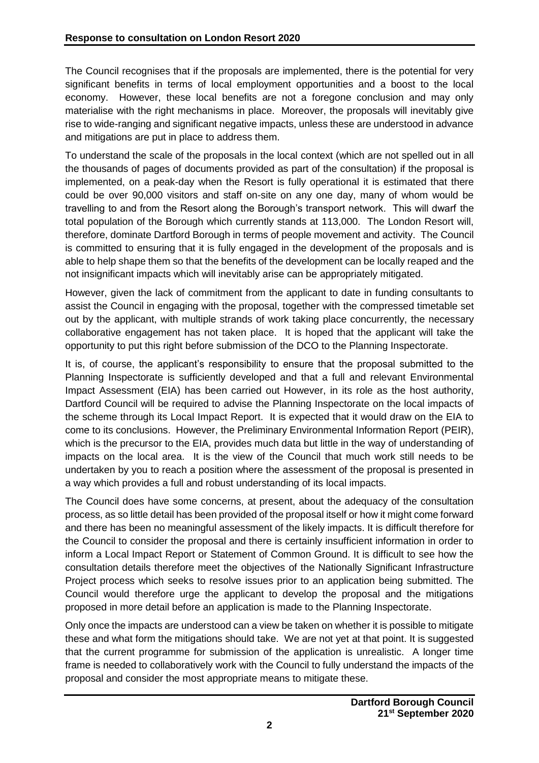The Council recognises that if the proposals are implemented, there is the potential for very significant benefits in terms of local employment opportunities and a boost to the local economy. However, these local benefits are not a foregone conclusion and may only materialise with the right mechanisms in place. Moreover, the proposals will inevitably give rise to wide-ranging and significant negative impacts, unless these are understood in advance and mitigations are put in place to address them.

To understand the scale of the proposals in the local context (which are not spelled out in all the thousands of pages of documents provided as part of the consultation) if the proposal is implemented, on a peak-day when the Resort is fully operational it is estimated that there could be over 90,000 visitors and staff on-site on any one day, many of whom would be travelling to and from the Resort along the Borough's transport network. This will dwarf the total population of the Borough which currently stands at 113,000. The London Resort will, therefore, dominate Dartford Borough in terms of people movement and activity. The Council is committed to ensuring that it is fully engaged in the development of the proposals and is able to help shape them so that the benefits of the development can be locally reaped and the not insignificant impacts which will inevitably arise can be appropriately mitigated.

However, given the lack of commitment from the applicant to date in funding consultants to assist the Council in engaging with the proposal, together with the compressed timetable set out by the applicant, with multiple strands of work taking place concurrently, the necessary collaborative engagement has not taken place. It is hoped that the applicant will take the opportunity to put this right before submission of the DCO to the Planning Inspectorate.

It is, of course, the applicant's responsibility to ensure that the proposal submitted to the Planning Inspectorate is sufficiently developed and that a full and relevant Environmental Impact Assessment (EIA) has been carried out However, in its role as the host authority, Dartford Council will be required to advise the Planning Inspectorate on the local impacts of the scheme through its Local Impact Report. It is expected that it would draw on the EIA to come to its conclusions. However, the Preliminary Environmental Information Report (PEIR), which is the precursor to the EIA, provides much data but little in the way of understanding of impacts on the local area. It is the view of the Council that much work still needs to be undertaken by you to reach a position where the assessment of the proposal is presented in a way which provides a full and robust understanding of its local impacts.

The Council does have some concerns, at present, about the adequacy of the consultation process, as so little detail has been provided of the proposal itself or how it might come forward and there has been no meaningful assessment of the likely impacts. It is difficult therefore for the Council to consider the proposal and there is certainly insufficient information in order to inform a Local Impact Report or Statement of Common Ground. It is difficult to see how the consultation details therefore meet the objectives of the Nationally Significant Infrastructure Project process which seeks to resolve issues prior to an application being submitted. The Council would therefore urge the applicant to develop the proposal and the mitigations proposed in more detail before an application is made to the Planning Inspectorate.

Only once the impacts are understood can a view be taken on whether it is possible to mitigate these and what form the mitigations should take. We are not yet at that point. It is suggested that the current programme for submission of the application is unrealistic. A longer time frame is needed to collaboratively work with the Council to fully understand the impacts of the proposal and consider the most appropriate means to mitigate these.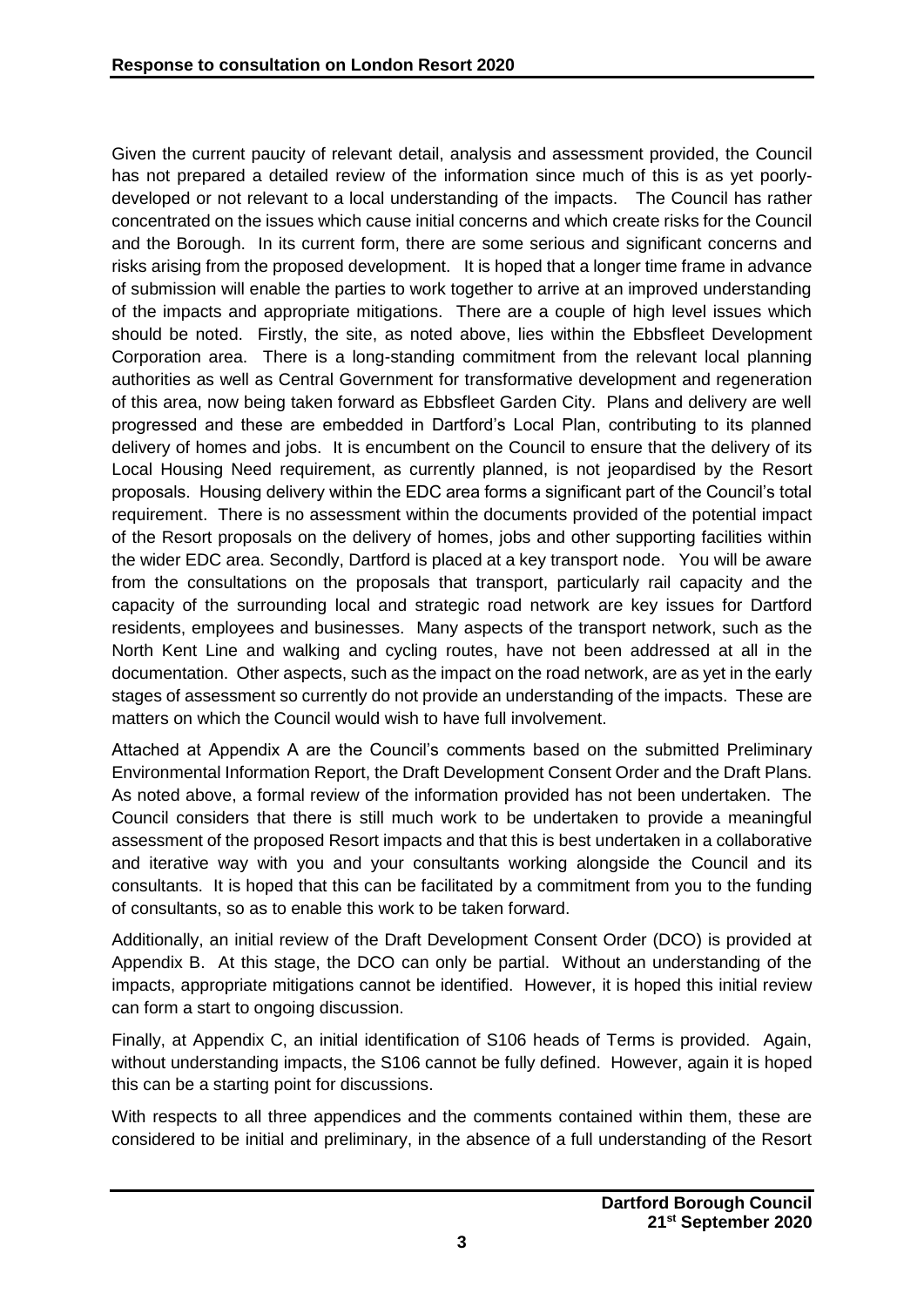Given the current paucity of relevant detail, analysis and assessment provided, the Council has not prepared a detailed review of the information since much of this is as yet poorly-developed or not relevant to a local understanding of the impacts. The Council has rather concentrated on the issues which cause initial concerns and which create risks for the Council and the Borough. In its current form, there are some serious and significant concerns and risks arising from the proposed development. It is hoped that a longer time frame in advance of submission will enable the parties to work together to arrive at an improved understanding of the impacts and appropriate mitigations. There are a couple of high level issues which should be noted. Firstly, the site, as noted above, lies within the Ebbsfleet Development Corporation area. There is a long-standing commitment from the relevant local planning authorities as well as Central Government for transformative development and regeneration of this area, now being taken forward as Ebbsfleet Garden City. Plans and delivery are well progressed and these are embedded in Dartford's Local Plan, contributing to its planned delivery of homes and jobs. It is encumbent on the Council to ensure that the delivery of its Local Housing Need requirement, as currently planned, is not jeopardised by the Resort proposals. Housing delivery within the EDC area forms a significant part of the Council's total requirement. There is no assessment within the documents provided of the potential impact of the Resort proposals on the delivery of homes, jobs and other supporting facilities within the wider EDC area. Secondly, Dartford is placed at a key transport node. You will be aware from the consultations on the proposals that transport, particularly rail capacity and the capacity of the surrounding local and strategic road network are key issues for Dartford residents, employees and businesses. Many aspects of the transport network, such as the North Kent Line and walking and cycling routes, have not been addressed at all in the documentation. Other aspects, such as the impact on the road network, are as yet in the early stages of assessment so currently do not provide an understanding of the impacts. These are matters on which the Council would wish to have full involvement.

Attached at Appendix A are the Council's comments based on the submitted Preliminary Environmental Information Report, the Draft Development Consent Order and the Draft Plans. As noted above, a formal review of the information provided has not been undertaken. The Council considers that there is still much work to be undertaken to provide a meaningful assessment of the proposed Resort impacts and that this is best undertaken in a collaborative and iterative way with you and your consultants working alongside the Council and its consultants. It is hoped that this can be facilitated by a commitment from you to the funding of consultants, so as to enable this work to be taken forward.

Additionally, an initial review of the Draft Development Consent Order (DCO) is provided at Appendix B. At this stage, the DCO can only be partial. Without an understanding of the impacts, appropriate mitigations cannot be identified. However, it is hoped this initial review can form a start to ongoing discussion.

Finally, at Appendix C, an initial identification of S106 heads of Terms is provided. Again, without understanding impacts, the S106 cannot be fully defined. However, again it is hoped this can be a starting point for discussions.

With respects to all three appendices and the comments contained within them, these are considered to be initial and preliminary, in the absence of a full understanding of the Resort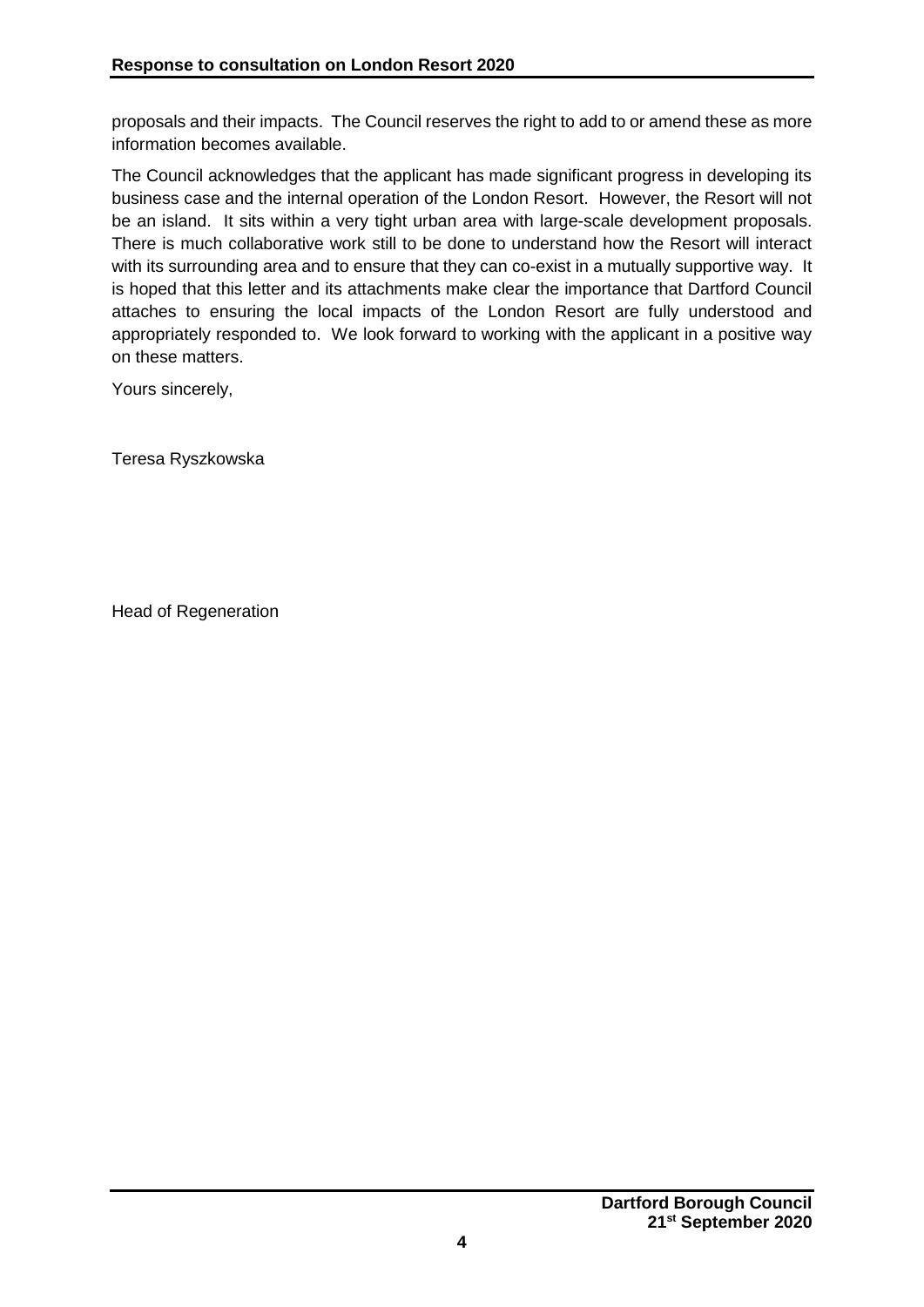proposals and their impacts. The Council reserves the right to add to or amend these as more information becomes available.

The Council acknowledges that the applicant has made significant progress in developing its business case and the internal operation of the London Resort. However, the Resort will not be an island. It sits within a very tight urban area with large-scale development proposals. There is much collaborative work still to be done to understand how the Resort will interact with its surrounding area and to ensure that they can co-exist in a mutually supportive way. It is hoped that this letter and its attachments make clear the importance that Dartford Council attaches to ensuring the local impacts of the London Resort are fully understood and appropriately responded to. We look forward to working with the applicant in a positive way on these matters.

Yours sincerely,

Teresa Ryszkowska

Head of Regeneration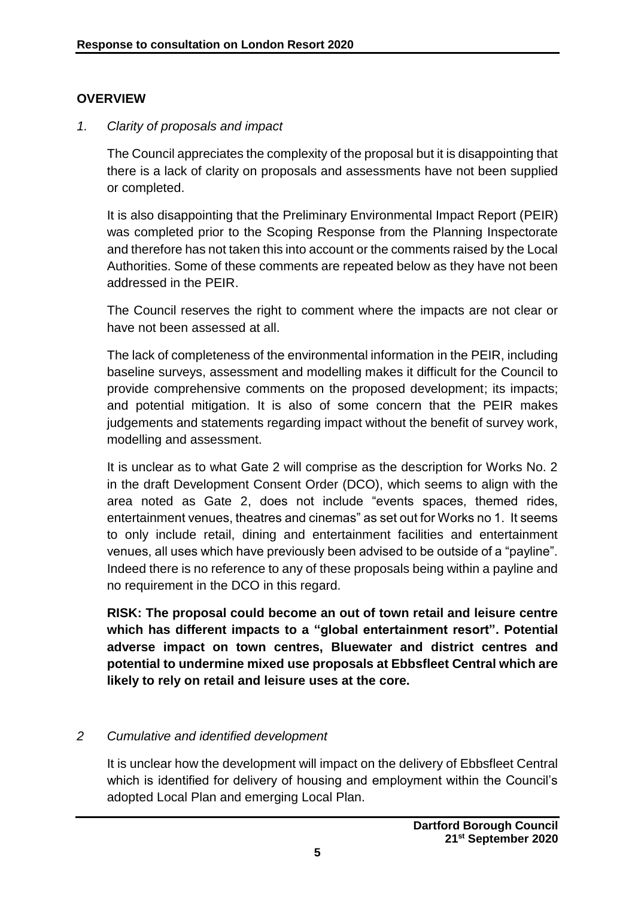## OVERVIEW

### *1. Clarity of proposals and impact*

The Council appreciates the complexity of the proposal but it is disappointing that there is a lack of clarity on proposals and assessments have not been supplied or completed.

It is also disappointing that the Preliminary Environmental Impact Report (PEIR) was completed prior to the Scoping Response from the Planning Inspectorate and therefore has not taken this into account or the comments raised by the Local Authorities. Some of these comments are repeated below as they have not been addressed in the PEIR.

The Council reserves the right to comment where the impacts are not clear or have not been assessed at all.

The lack of completeness of the environmental information in the PEIR, including baseline surveys, assessment and modelling makes it difficult for the Council to provide comprehensive comments on the proposed development; its impacts; and potential mitigation. It is also of some concern that the PEIR makes judgements and statements regarding impact without the benefit of survey work, modelling and assessment.

It is unclear as to what Gate 2 will comprise as the description for Works No. 2 in the draft Development Consent Order (DCO), which seems to align with the area noted as Gate 2, does not include "events spaces, themed rides, entertainment venues, theatres and cinemas" as set out for Works no 1. It seems to only include retail, dining and entertainment facilities and entertainment venues, all uses which have previously been advised to be outside of a "payline". Indeed there is no reference to any of these proposals being within a payline and no requirement in the DCO in this regard.

**RISK: The proposal could become an out of town retail and leisure centre which has different impacts to a "global entertainment resort". Potential adverse impact on town centres, Bluewater and district centres and potential to undermine mixed use proposals at Ebbsfleet Central which are likely to rely on retail and leisure uses at the core.**

### *2 Cumulative and identified development*

It is unclear how the development will impact on the delivery of Ebbsfleet Central which is identified for delivery of housing and employment within the Council's adopted Local Plan and emerging Local Plan.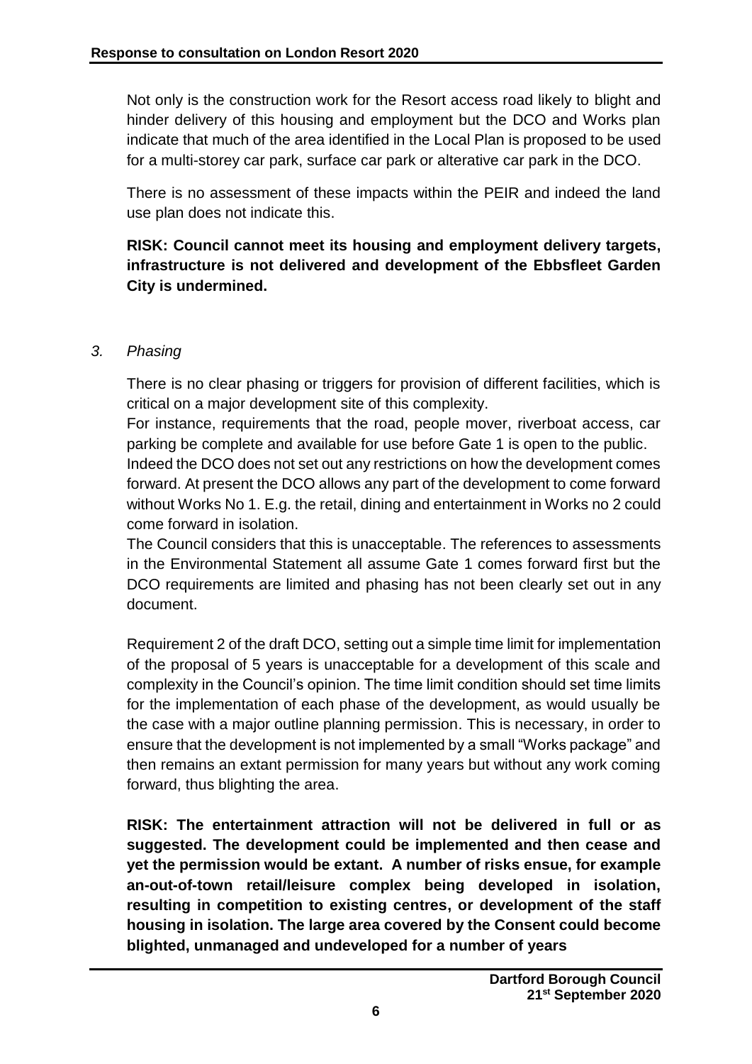Not only is the construction work for the Resort access road likely to blight and hinder delivery of this housing and employment but the DCO and Works plan indicate that much of the area identified in the Local Plan is proposed to be used for a multi-storey car park, surface car park or alterative car park in the DCO.

There is no assessment of these impacts within the PEIR and indeed the land use plan does not indicate this.

**RISK: Council cannot meet its housing and employment delivery targets, infrastructure is not delivered and development of the Ebbsfleet Garden City is undermined.**

*3. Phasing*

There is no clear phasing or triggers for provision of different facilities, which is critical on a major development site of this complexity.

For instance, requirements that the road, people mover, riverboat access, car parking be complete and available for use before Gate 1 is open to the public.

Indeed the DCO does not set out any restrictions on how the development comes forward. At present the DCO allows any part of the development to come forward without Works No 1. E.g. the retail, dining and entertainment in Works no 2 could come forward in isolation.

The Council considers that this is unacceptable. The references to assessments in the Environmental Statement all assume Gate 1 comes forward first but the DCO requirements are limited and phasing has not been clearly set out in any document.

Requirement 2 of the draft DCO, setting out a simple time limit for implementation of the proposal of 5 years is unacceptable for a development of this scale and complexity in the Council's opinion. The time limit condition should set time limits for the implementation of each phase of the development, as would usually be the case with a major outline planning permission. This is necessary, in order to ensure that the development is not implemented by a small "Works package" and then remains an extant permission for many years but without any work coming forward, thus blighting the area.

**RISK: The entertainment attraction will not be delivered in full or as suggested. The development could be implemented and then cease and yet the permission would be extant. A number of risks ensue, for example an-out-of-town retail/leisure complex being developed in isolation, resulting in competition to existing centres, or development of the staff housing in isolation. The large area covered by the Consent could become blighted, unmanaged and undeveloped for a number of years**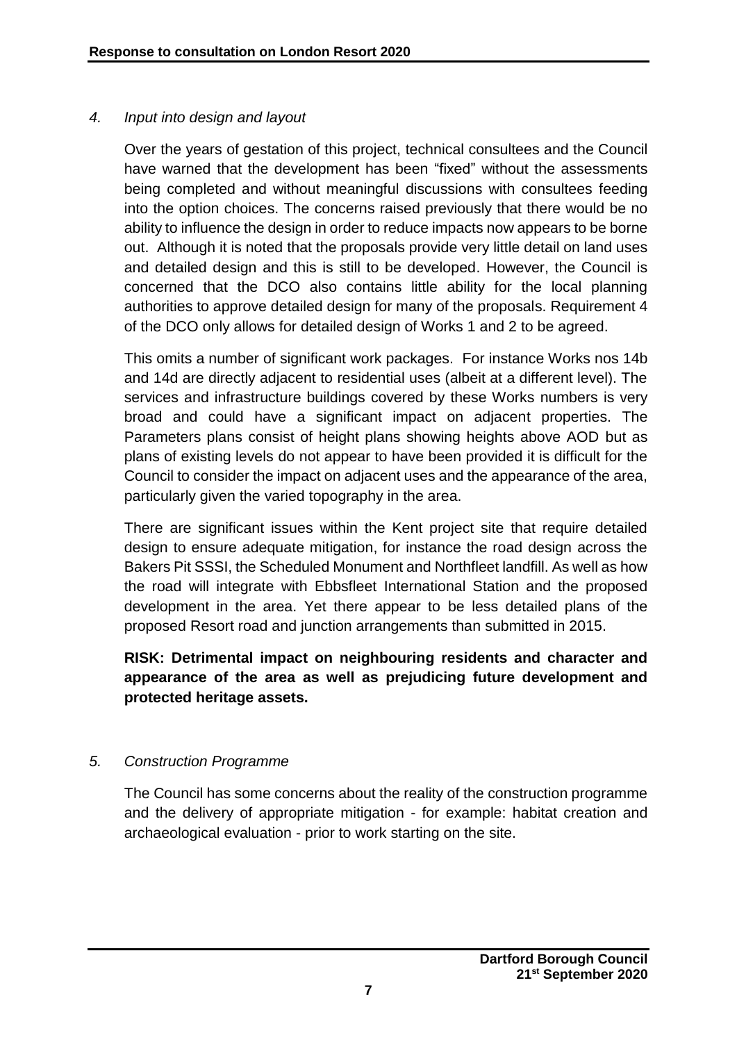### *4. Input into design and layout*

Over the years of gestation of this project, technical consultees and the Council have warned that the development has been "fixed" without the assessments being completed and without meaningful discussions with consultees feeding into the option choices. The concerns raised previously that there would be no ability to influence the design in order to reduce impacts now appears to be borne out. Although it is noted that the proposals provide very little detail on land uses and detailed design and this is still to be developed. However, the Council is concerned that the DCO also contains little ability for the local planning authorities to approve detailed design for many of the proposals. Requirement 4 of the DCO only allows for detailed design of Works 1 and 2 to be agreed.

This omits a number of significant work packages. For instance Works nos 14b and 14d are directly adjacent to residential uses (albeit at a different level). The services and infrastructure buildings covered by these Works numbers is very broad and could have a significant impact on adjacent properties. The Parameters plans consist of height plans showing heights above AOD but as plans of existing levels do not appear to have been provided it is difficult for the Council to consider the impact on adjacent uses and the appearance of the area, particularly given the varied topography in the area.

There are significant issues within the Kent project site that require detailed design to ensure adequate mitigation, for instance the road design across the Bakers Pit SSSI, the Scheduled Monument and Northfleet landfill. As well as how the road will integrate with Ebbsfleet International Station and the proposed development in the area. Yet there appear to be less detailed plans of the proposed Resort road and junction arrangements than submitted in 2015.

**RISK: Detrimental impact on neighbouring residents and character and appearance of the area as well as prejudicing future development and protected heritage assets.**

### *5. Construction Programme*

The Council has some concerns about the reality of the construction programme and the delivery of appropriate mitigation - for example: habitat creation and archaeological evaluation - prior to work starting on the site.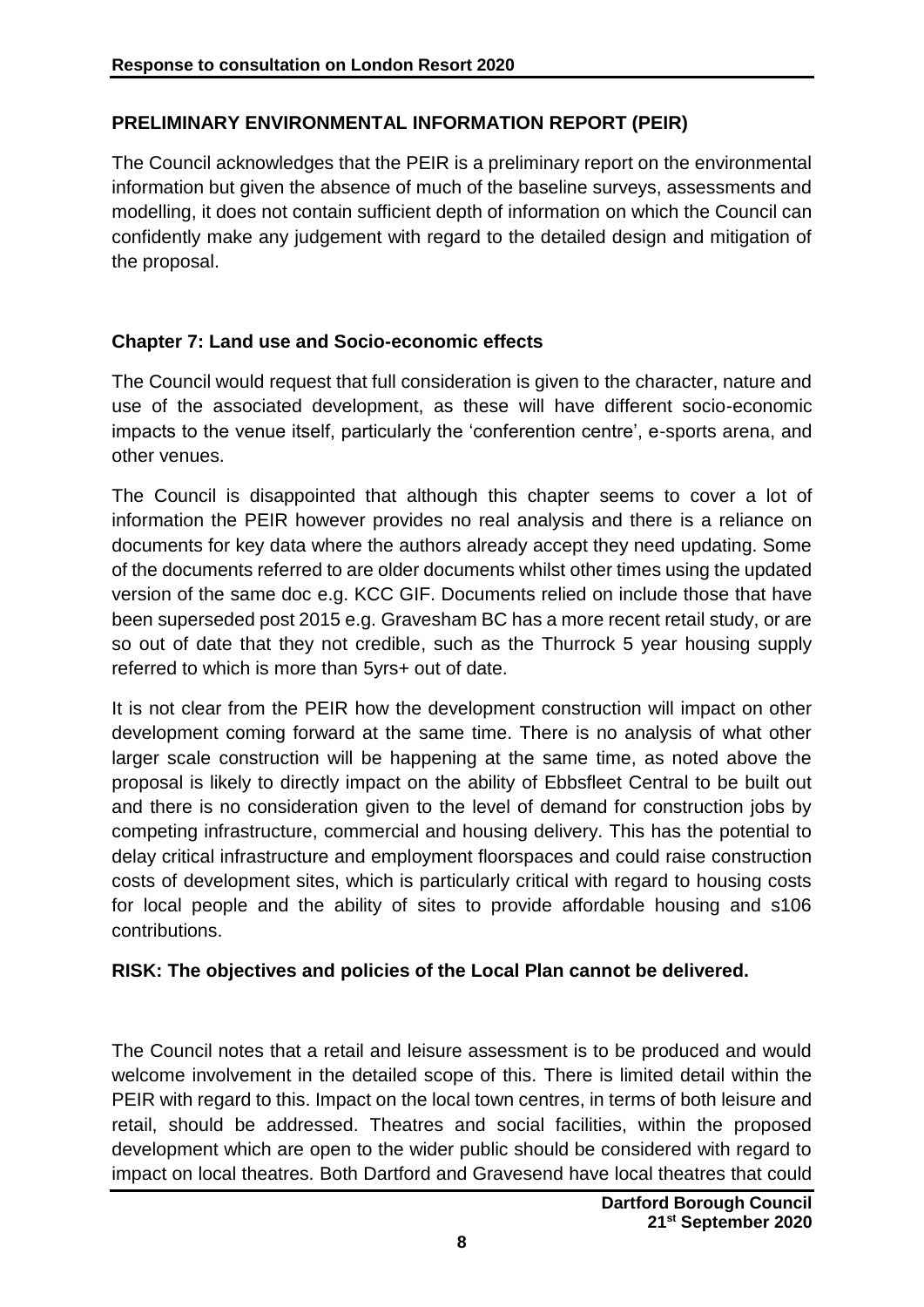## PRELIMINARY ENVIRONMENTAL INFORMATION REPORT (PEIR)

The Council acknowledges that the PEIR is a preliminary report on the environmental information but given the absence of much of the baseline surveys, assessments and modelling, it does not contain sufficient depth of information on which the Council can confidently make any judgement with regard to the detailed design and mitigation of the proposal.

### Chapter 7: Land use and Socio-economic effects

The Council would request that full consideration is given to the character, nature and use of the associated development, as these will have different socio-economic impacts to the venue itself, particularly the 'conferention centre', e-sports arena, and other venues.

The Council is disappointed that although this chapter seems to cover a lot of information the PEIR however provides no real analysis and there is a reliance on documents for key data where the authors already accept they need updating. Some of the documents referred to are older documents whilst other times using the updated version of the same doc e.g. KCC GIF. Documents relied on include those that have been superseded post 2015 e.g. Gravesham BC has a more recent retail study, or are so out of date that they not credible, such as the Thurrock 5 year housing supply referred to which is more than 5yrs+ out of date.

It is not clear from the PEIR how the development construction will impact on other development coming forward at the same time. There is no analysis of what other larger scale construction will be happening at the same time, as noted above the proposal is likely to directly impact on the ability of Ebbsfleet Central to be built out and there is no consideration given to the level of demand for construction jobs by competing infrastructure, commercial and housing delivery. This has the potential to delay critical infrastructure and employment floorspaces and could raise construction costs of development sites, which is particularly critical with regard to housing costs for local people and the ability of sites to provide affordable housing and s106 contributions.

**RISK: The objectives and policies of the Local Plan cannot be delivered.**

The Council notes that a retail and leisure assessment is to be produced and would welcome involvement in the detailed scope of this. There is limited detail within the PEIR with regard to this. Impact on the local town centres, in terms of both leisure and retail, should be addressed. Theatres and social facilities, within the proposed development which are open to the wider public should be considered with regard to impact on local theatres. Both Dartford and Gravesend have local theatres that could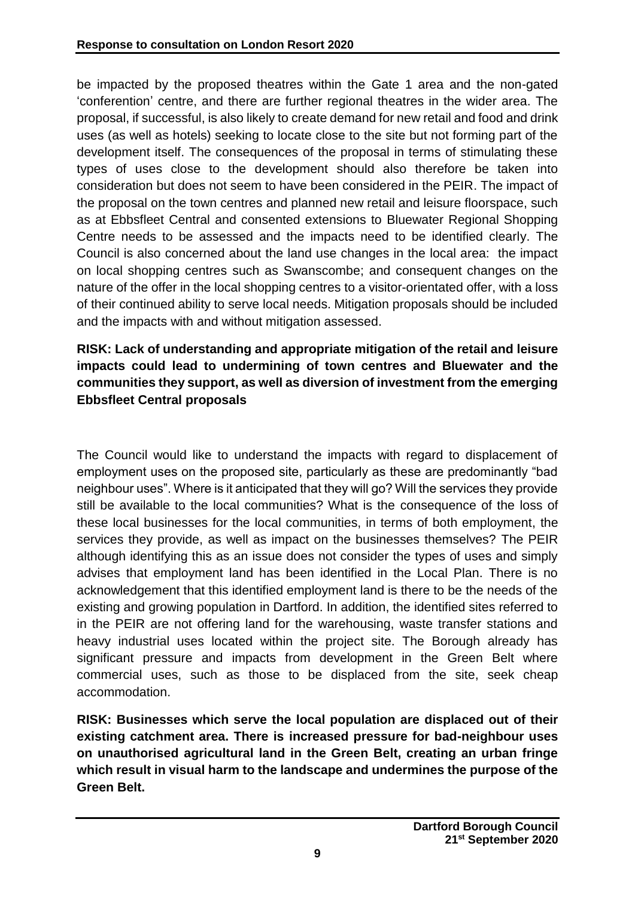be impacted by the proposed theatres within the Gate 1 area and the non-gated 'conferention' centre, and there are further regional theatres in the wider area. The proposal, if successful, is also likely to create demand for new retail and food and drink uses (as well as hotels) seeking to locate close to the site but not forming part of the development itself. The consequences of the proposal in terms of stimulating these types of uses close to the development should also therefore be taken into consideration but does not seem to have been considered in the PEIR. The impact of the proposal on the town centres and planned new retail and leisure floorspace, such as at Ebbsfleet Central and consented extensions to Bluewater Regional Shopping Centre needs to be assessed and the impacts need to be identified clearly. The Council is also concerned about the land use changes in the local area: the impact on local shopping centres such as Swanscombe; and consequent changes on the nature of the offer in the local shopping centres to a visitor-orientated offer, with a loss of their continued ability to serve local needs. Mitigation proposals should be included and the impacts with and without mitigation assessed.

**RISK: Lack of understanding and appropriate mitigation of the retail and leisure impacts could lead to undermining of town centres and Bluewater and the communities they support, as well as diversion of investment from the emerging Ebbsfleet Central proposals**

The Council would like to understand the impacts with regard to displacement of employment uses on the proposed site, particularly as these are predominantly "bad neighbour uses". Where is it anticipated that they will go? Will the services they provide still be available to the local communities? What is the consequence of the loss of these local businesses for the local communities, in terms of both employment, the services they provide, as well as impact on the businesses themselves? The PEIR although identifying this as an issue does not consider the types of uses and simply advises that employment land has been identified in the Local Plan. There is no acknowledgement that this identified employment land is there to be the needs of the existing and growing population in Dartford. In addition, the identified sites referred to in the PEIR are not offering land for the warehousing, waste transfer stations and heavy industrial uses located within the project site. The Borough already has significant pressure and impacts from development in the Green Belt where commercial uses, such as those to be displaced from the site, seek cheap accommodation.

**RISK: Businesses which serve the local population are displaced out of their existing catchment area. There is increased pressure for bad-neighbour uses on unauthorised agricultural land in the Green Belt, creating an urban fringe which result in visual harm to the landscape and undermines the purpose of the Green Belt.**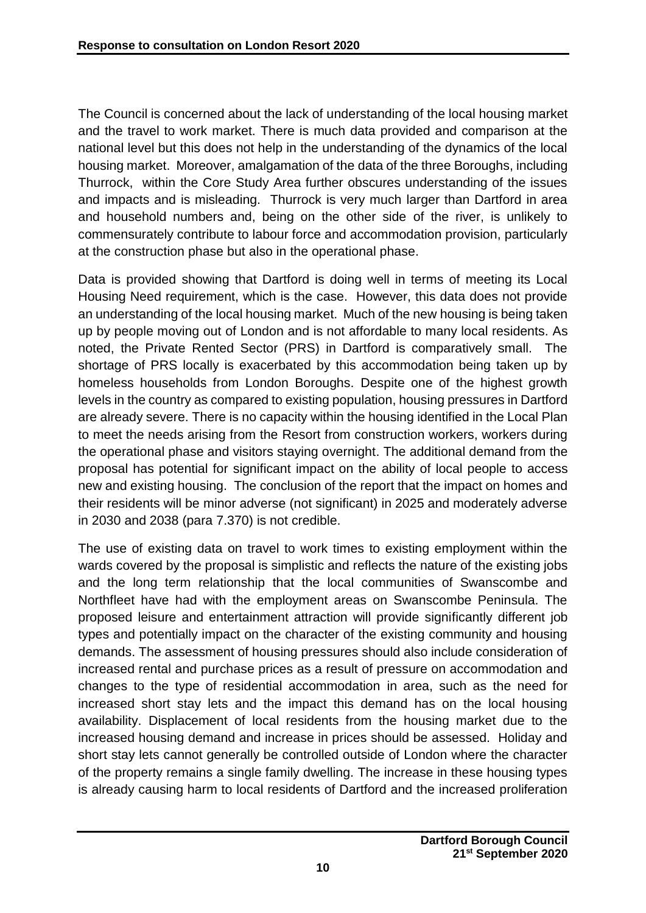The Council is concerned about the lack of understanding of the local housing market and the travel to work market. There is much data provided and comparison at the national level but this does not help in the understanding of the dynamics of the local housing market. Moreover, amalgamation of the data of the three Boroughs, including Thurrock, within the Core Study Area further obscures understanding of the issues and impacts and is misleading. Thurrock is very much larger than Dartford in area and household numbers and, being on the other side of the river, is unlikely to commensurately contribute to labour force and accommodation provision, particularly at the construction phase but also in the operational phase.

Data is provided showing that Dartford is doing well in terms of meeting its Local Housing Need requirement, which is the case. However, this data does not provide an understanding of the local housing market. Much of the new housing is being taken up by people moving out of London and is not affordable to many local residents. As noted, the Private Rented Sector (PRS) in Dartford is comparatively small. The shortage of PRS locally is exacerbated by this accommodation being taken up by homeless households from London Boroughs. Despite one of the highest growth levels in the country as compared to existing population, housing pressures in Dartford are already severe. There is no capacity within the housing identified in the Local Plan to meet the needs arising from the Resort from construction workers, workers during the operational phase and visitors staying overnight. The additional demand from the proposal has potential for significant impact on the ability of local people to access new and existing housing. The conclusion of the report that the impact on homes and their residents will be minor adverse (not significant) in 2025 and moderately adverse in 2030 and 2038 (para 7.370) is not credible.

The use of existing data on travel to work times to existing employment within the wards covered by the proposal is simplistic and reflects the nature of the existing jobs and the long term relationship that the local communities of Swanscombe and Northfleet have had with the employment areas on Swanscombe Peninsula. The proposed leisure and entertainment attraction will provide significantly different job types and potentially impact on the character of the existing community and housing demands. The assessment of housing pressures should also include consideration of increased rental and purchase prices as a result of pressure on accommodation and changes to the type of residential accommodation in area, such as the need for increased short stay lets and the impact this demand has on the local housing availability. Displacement of local residents from the housing market due to the increased housing demand and increase in prices should be assessed. Holiday and short stay lets cannot generally be controlled outside of London where the character of the property remains a single family dwelling. The increase in these housing types is already causing harm to local residents of Dartford and the increased proliferation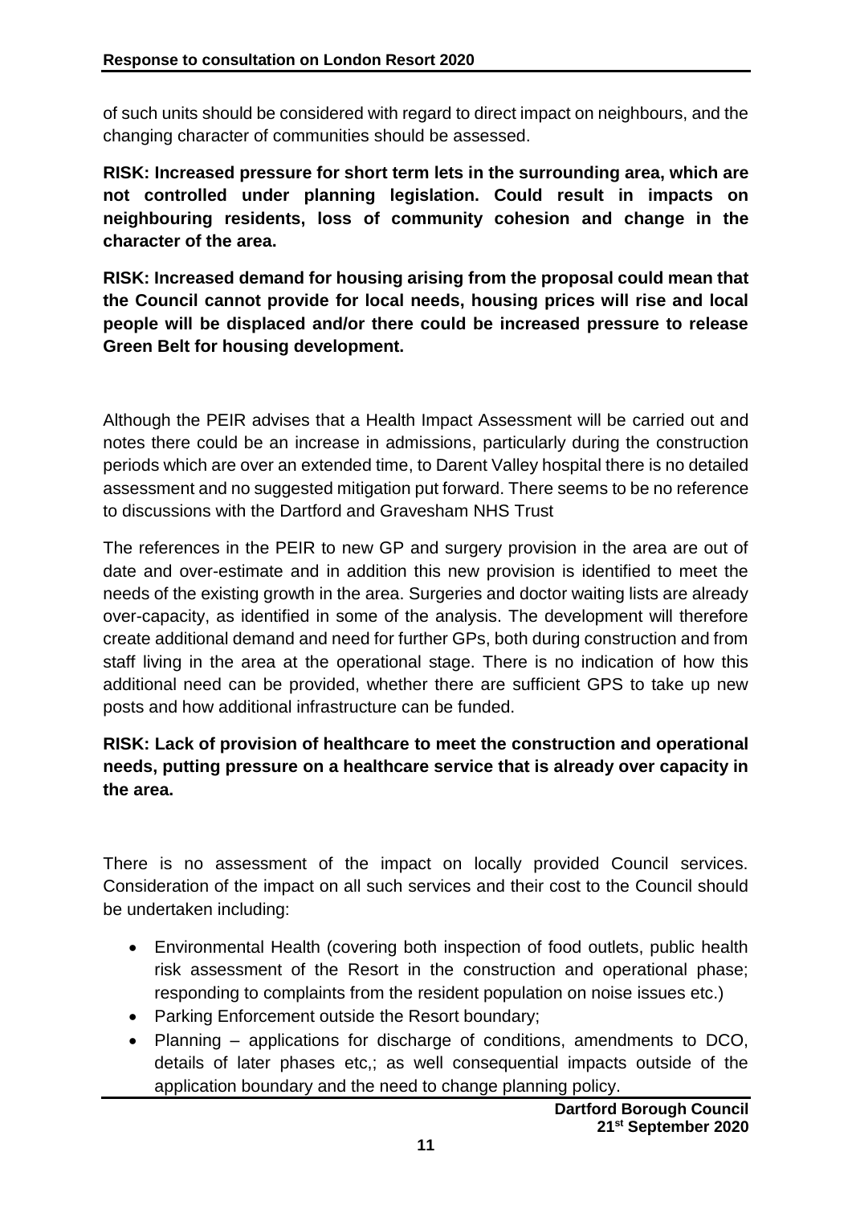of such units should be considered with regard to direct impact on neighbours, and the changing character of communities should be assessed.

**RISK: Increased pressure for short term lets in the surrounding area, which are not controlled under planning legislation. Could result in impacts on neighbouring residents, loss of community cohesion and change in the character of the area.**

**RISK: Increased demand for housing arising from the proposal could mean that the Council cannot provide for local needs, housing prices will rise and local people will be displaced and/or there could be increased pressure to release Green Belt for housing development.**

Although the PEIR advises that a Health Impact Assessment will be carried out and notes there could be an increase in admissions, particularly during the construction periods which are over an extended time, to Darent Valley hospital there is no detailed assessment and no suggested mitigation put forward. There seems to be no reference to discussions with the Dartford and Gravesham NHS Trust

The references in the PEIR to new GP and surgery provision in the area are out of date and over-estimate and in addition this new provision is identified to meet the needs of the existing growth in the area. Surgeries and doctor waiting lists are already over-capacity, as identified in some of the analysis. The development will therefore create additional demand and need for further GPs, both during construction and from staff living in the area at the operational stage. There is no indication of how this additional need can be provided, whether there are sufficient GPS to take up new posts and how additional infrastructure can be funded.

**RISK: Lack of provision of healthcare to meet the construction and operational needs, putting pressure on a healthcare service that is already over capacity in the area.**

There is no assessment of the impact on locally provided Council services. Consideration of the impact on all such services and their cost to the Council should be undertaken including:

- Environmental Health (covering both inspection of food outlets, public health risk assessment of the Resort in the construction and operational phase; responding to complaints from the resident population on noise issues etc.)
- Parking Enforcement outside the Resort boundary;
- Planning – applications for discharge of conditions, amendments to DCO, details of later phases etc,; as well consequential impacts outside of the application boundary and the need to change planning policy.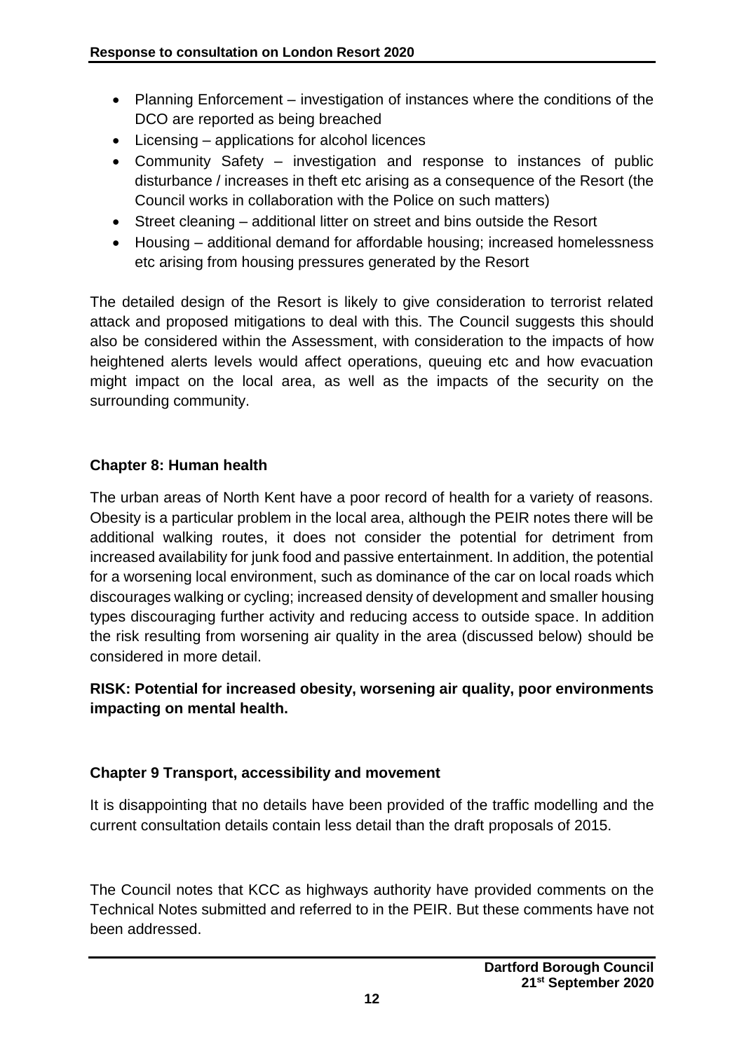- Planning Enforcement – investigation of instances where the conditions of the DCO are reported as being breached
- Licensing – applications for alcohol licences
- Community Safety – investigation and response to instances of public disturbance / increases in theft etc arising as a consequence of the Resort (the Council works in collaboration with the Police on such matters)
- Street cleaning – additional litter on street and bins outside the Resort
- Housing – additional demand for affordable housing; increased homelessness etc arising from housing pressures generated by the Resort

The detailed design of the Resort is likely to give consideration to terrorist related attack and proposed mitigations to deal with this. The Council suggests this should also be considered within the Assessment, with consideration to the impacts of how heightened alerts levels would affect operations, queuing etc and how evacuation might impact on the local area, as well as the impacts of the security on the surrounding community.

**Chapter 8: Human health**

The urban areas of North Kent have a poor record of health for a variety of reasons. Obesity is a particular problem in the local area, although the PEIR notes there will be additional walking routes, it does not consider the potential for detriment from increased availability for junk food and passive entertainment. In addition, the potential for a worsening local environment, such as dominance of the car on local roads which discourages walking or cycling; increased density of development and smaller housing types discouraging further activity and reducing access to outside space. In addition the risk resulting from worsening air quality in the area (discussed below) should be considered in more detail.

**RISK: Potential for increased obesity, worsening air quality, poor environments impacting on mental health.**

**Chapter 9 Transport, accessibility and movement**

It is disappointing that no details have been provided of the traffic modelling and the current consultation details contain less detail than the draft proposals of 2015.

The Council notes that KCC as highways authority have provided comments on the Technical Notes submitted and referred to in the PEIR. But these comments have not been addressed.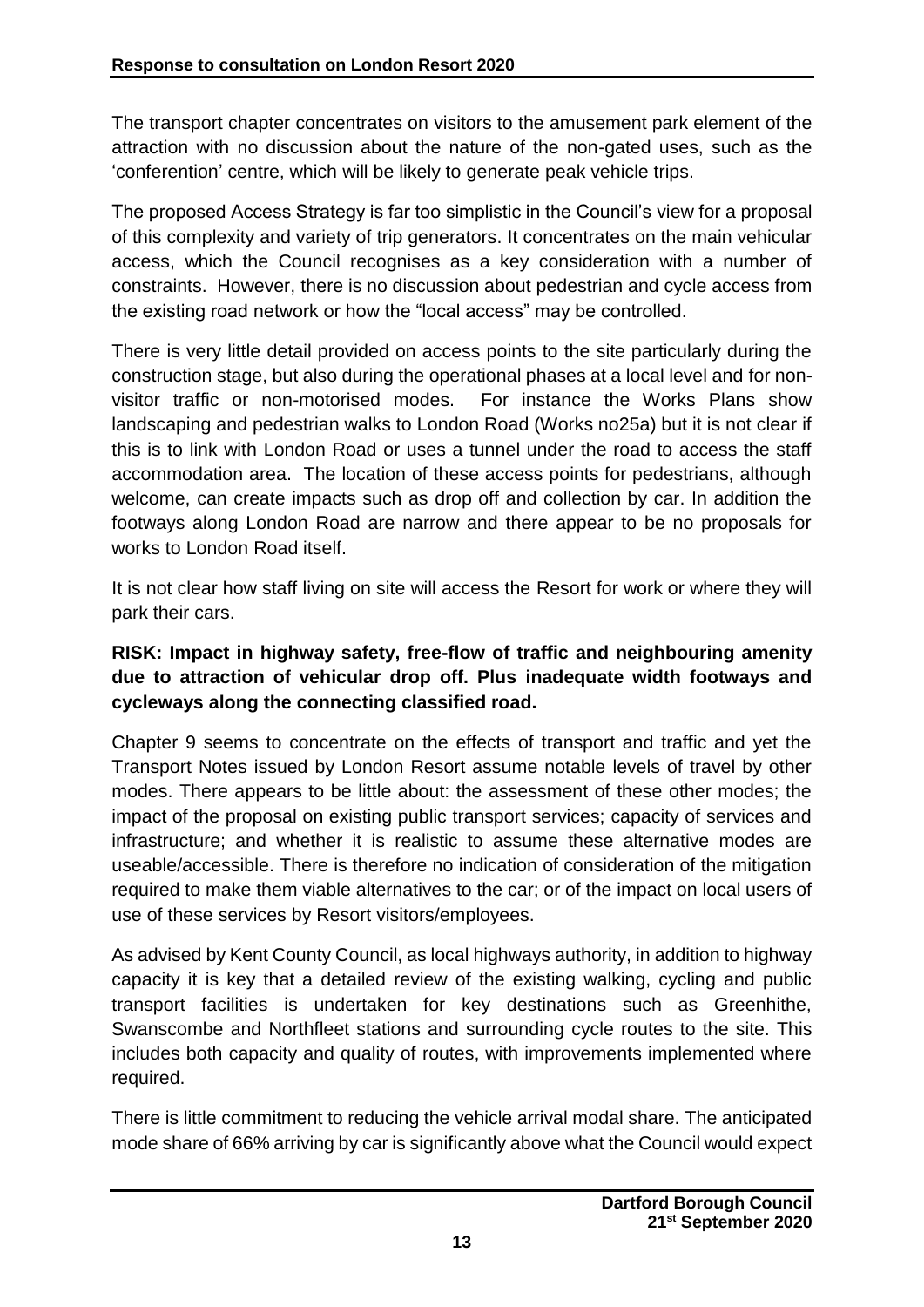The transport chapter concentrates on visitors to the amusement park element of the attraction with no discussion about the nature of the non-gated uses, such as the 'conferention' centre, which will be likely to generate peak vehicle trips.

The proposed Access Strategy is far too simplistic in the Council's view for a proposal of this complexity and variety of trip generators. It concentrates on the main vehicular access, which the Council recognises as a key consideration with a number of constraints. However, there is no discussion about pedestrian and cycle access from the existing road network or how the "local access" may be controlled.

There is very little detail provided on access points to the site particularly during the construction stage, but also during the operational phases at a local level and for non-visitor traffic or non-motorised modes. For instance the Works Plans show landscaping and pedestrian walks to London Road (Works no25a) but it is not clear if this is to link with London Road or uses a tunnel under the road to access the staff accommodation area. The location of these access points for pedestrians, although welcome, can create impacts such as drop off and collection by car. In addition the footways along London Road are narrow and there appear to be no proposals for works to London Road itself.

It is not clear how staff living on site will access the Resort for work or where they will park their cars.

**RISK: Impact in highway safety, free-flow of traffic and neighbouring amenity due to attraction of vehicular drop off. Plus inadequate width footways and cycleways along the connecting classified road.**

Chapter 9 seems to concentrate on the effects of transport and traffic and yet the Transport Notes issued by London Resort assume notable levels of travel by other modes. There appears to be little about: the assessment of these other modes; the impact of the proposal on existing public transport services; capacity of services and infrastructure; and whether it is realistic to assume these alternative modes are useable/accessible. There is therefore no indication of consideration of the mitigation required to make them viable alternatives to the car; or of the impact on local users of use of these services by Resort visitors/employees.

As advised by Kent County Council, as local highways authority, in addition to highway capacity it is key that a detailed review of the existing walking, cycling and public transport facilities is undertaken for key destinations such as Greenhithe, Swanscombe and Northfleet stations and surrounding cycle routes to the site. This includes both capacity and quality of routes, with improvements implemented where required.

There is little commitment to reducing the vehicle arrival modal share. The anticipated mode share of 66% arriving by car is significantly above what the Council would expect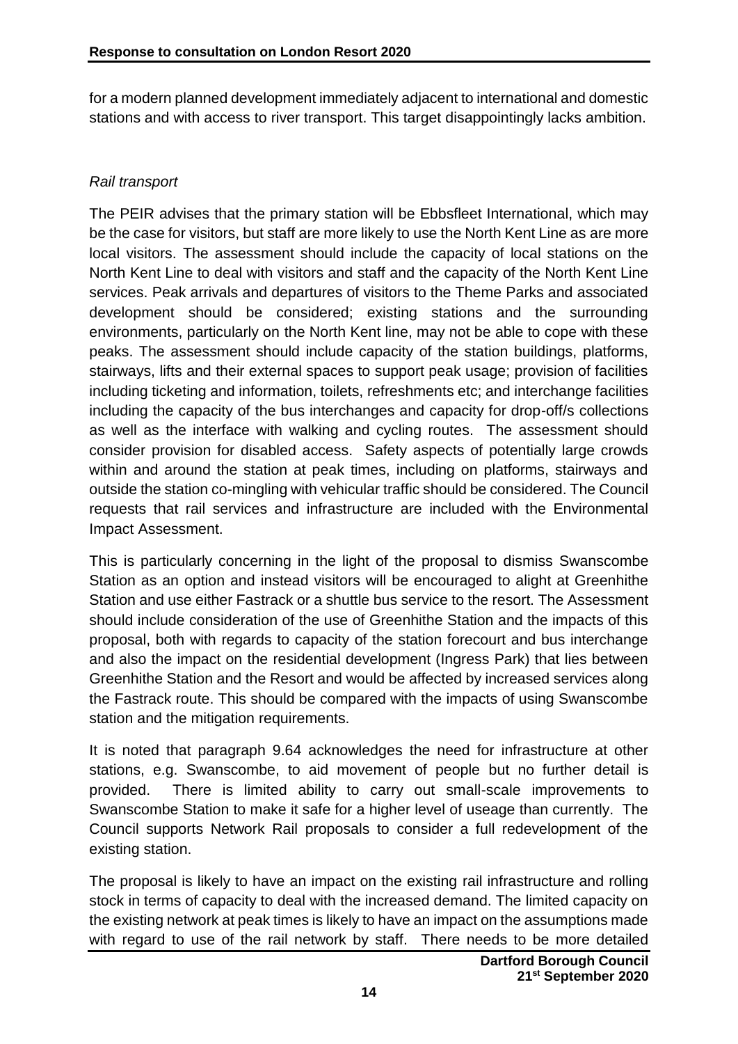for a modern planned development immediately adjacent to international and domestic stations and with access to river transport. This target disappointingly lacks ambition.

*Rail transport*

The PEIR advises that the primary station will be Ebbsfleet International, which may be the case for visitors, but staff are more likely to use the North Kent Line as are more local visitors. The assessment should include the capacity of local stations on the North Kent Line to deal with visitors and staff and the capacity of the North Kent Line services. Peak arrivals and departures of visitors to the Theme Parks and associated development should be considered; existing stations and the surrounding environments, particularly on the North Kent line, may not be able to cope with these peaks. The assessment should include capacity of the station buildings, platforms, stairways, lifts and their external spaces to support peak usage; provision of facilities including ticketing and information, toilets, refreshments etc; and interchange facilities including the capacity of the bus interchanges and capacity for drop-off/s collections as well as the interface with walking and cycling routes. The assessment should consider provision for disabled access. Safety aspects of potentially large crowds within and around the station at peak times, including on platforms, stairways and outside the station co-mingling with vehicular traffic should be considered. The Council requests that rail services and infrastructure are included with the Environmental Impact Assessment.

This is particularly concerning in the light of the proposal to dismiss Swanscombe Station as an option and instead visitors will be encouraged to alight at Greenhithe Station and use either Fastrack or a shuttle bus service to the resort. The Assessment should include consideration of the use of Greenhithe Station and the impacts of this proposal, both with regards to capacity of the station forecourt and bus interchange and also the impact on the residential development (Ingress Park) that lies between Greenhithe Station and the Resort and would be affected by increased services along the Fastrack route. This should be compared with the impacts of using Swanscombe station and the mitigation requirements.

It is noted that paragraph 9.64 acknowledges the need for infrastructure at other stations, e.g. Swanscombe, to aid movement of people but no further detail is provided. There is limited ability to carry out small-scale improvements to Swanscombe Station to make it safe for a higher level of useage than currently. The Council supports Network Rail proposals to consider a full redevelopment of the existing station.

The proposal is likely to have an impact on the existing rail infrastructure and rolling stock in terms of capacity to deal with the increased demand. The limited capacity on the existing network at peak times is likely to have an impact on the assumptions made with regard to use of the rail network by staff. There needs to be more detailed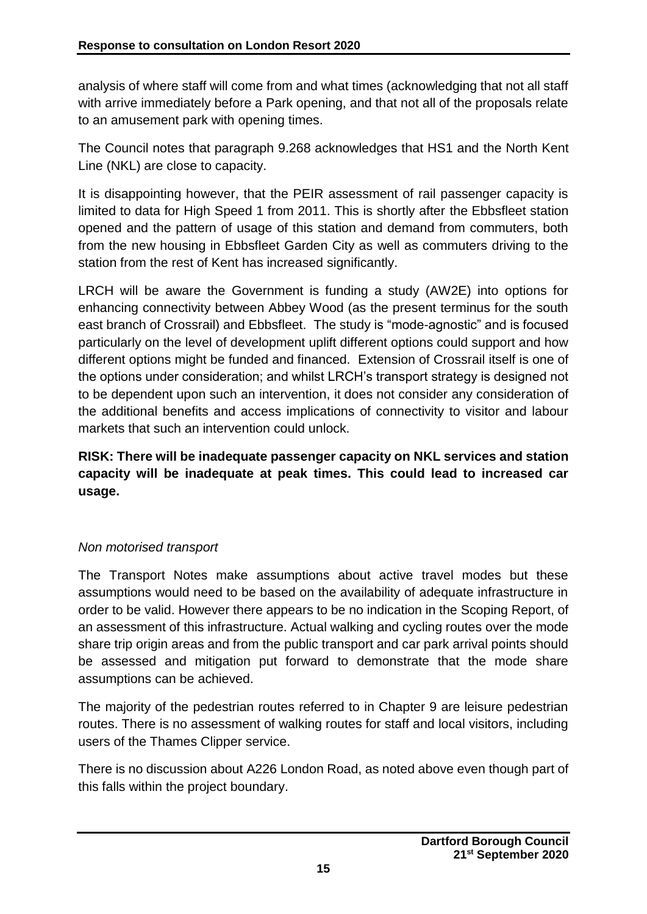analysis of where staff will come from and what times (acknowledging that not all staff with arrive immediately before a Park opening, and that not all of the proposals relate to an amusement park with opening times.

The Council notes that paragraph 9.268 acknowledges that HS1 and the North Kent Line (NKL) are close to capacity.

It is disappointing however, that the PEIR assessment of rail passenger capacity is limited to data for High Speed 1 from 2011. This is shortly after the Ebbsfleet station opened and the pattern of usage of this station and demand from commuters, both from the new housing in Ebbsfleet Garden City as well as commuters driving to the station from the rest of Kent has increased significantly.

LRCH will be aware the Government is funding a study (AW2E) into options for enhancing connectivity between Abbey Wood (as the present terminus for the south east branch of Crossrail) and Ebbsfleet. The study is "mode-agnostic" and is focused particularly on the level of development uplift different options could support and how different options might be funded and financed. Extension of Crossrail itself is one of the options under consideration; and whilst LRCH's transport strategy is designed not to be dependent upon such an intervention, it does not consider any consideration of the additional benefits and access implications of connectivity to visitor and labour markets that such an intervention could unlock.

**RISK: There will be inadequate passenger capacity on NKL services and station capacity will be inadequate at peak times. This could lead to increased car usage.**

*Non motorised transport*

The Transport Notes make assumptions about active travel modes but these assumptions would need to be based on the availability of adequate infrastructure in order to be valid. However there appears to be no indication in the Scoping Report, of an assessment of this infrastructure. Actual walking and cycling routes over the mode share trip origin areas and from the public transport and car park arrival points should be assessed and mitigation put forward to demonstrate that the mode share assumptions can be achieved.

The majority of the pedestrian routes referred to in Chapter 9 are leisure pedestrian routes. There is no assessment of walking routes for staff and local visitors, including users of the Thames Clipper service.

There is no discussion about A226 London Road, as noted above even though part of this falls within the project boundary.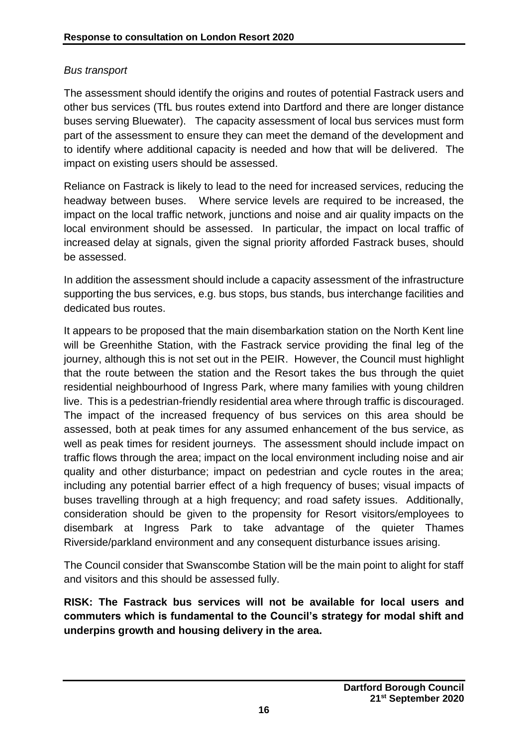*Bus transport*

The assessment should identify the origins and routes of potential Fastrack users and other bus services (TfL bus routes extend into Dartford and there are longer distance buses serving Bluewater). The capacity assessment of local bus services must form part of the assessment to ensure they can meet the demand of the development and to identify where additional capacity is needed and how that will be delivered. The impact on existing users should be assessed.

Reliance on Fastrack is likely to lead to the need for increased services, reducing the headway between buses. Where service levels are required to be increased, the impact on the local traffic network, junctions and noise and air quality impacts on the local environment should be assessed. In particular, the impact on local traffic of increased delay at signals, given the signal priority afforded Fastrack buses, should be assessed.

In addition the assessment should include a capacity assessment of the infrastructure supporting the bus services, e.g. bus stops, bus stands, bus interchange facilities and dedicated bus routes.

It appears to be proposed that the main disembarkation station on the North Kent line will be Greenhithe Station, with the Fastrack service providing the final leg of the journey, although this is not set out in the PEIR. However, the Council must highlight that the route between the station and the Resort takes the bus through the quiet residential neighbourhood of Ingress Park, where many families with young children live. This is a pedestrian-friendly residential area where through traffic is discouraged. The impact of the increased frequency of bus services on this area should be assessed, both at peak times for any assumed enhancement of the bus service, as well as peak times for resident journeys. The assessment should include impact on traffic flows through the area; impact on the local environment including noise and air quality and other disturbance; impact on pedestrian and cycle routes in the area; including any potential barrier effect of a high frequency of buses; visual impacts of buses travelling through at a high frequency; and road safety issues. Additionally, consideration should be given to the propensity for Resort visitors/employees to disembark at Ingress Park to take advantage of the quieter Thames Riverside/parkland environment and any consequent disturbance issues arising.

The Council consider that Swanscombe Station will be the main point to alight for staff and visitors and this should be assessed fully.

**RISK: The Fastrack bus services will not be available for local users and commuters which is fundamental to the Council's strategy for modal shift and underpins growth and housing delivery in the area.**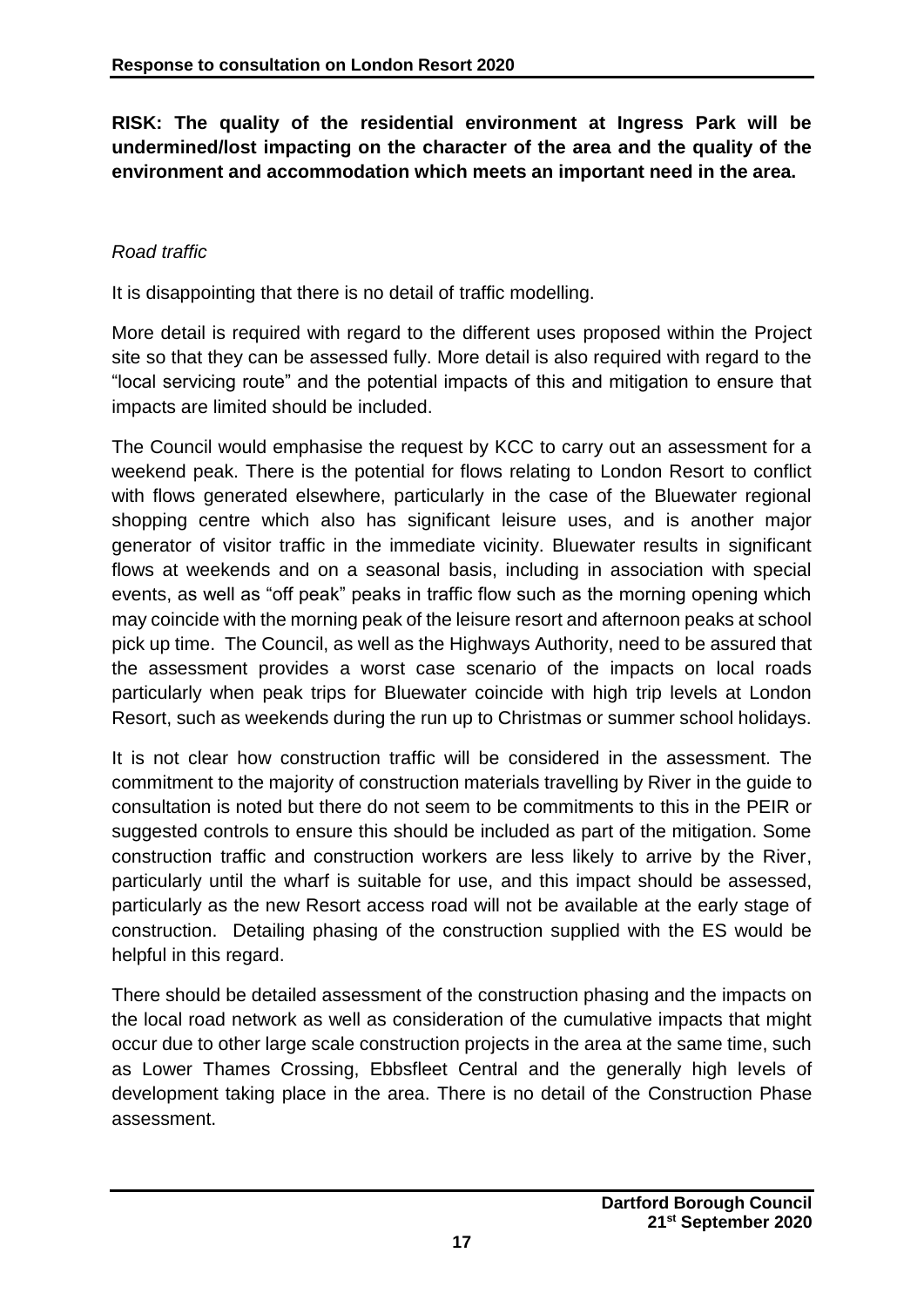**RISK: The quality of the residential environment at Ingress Park will be undermined/lost impacting on the character of the area and the quality of the environment and accommodation which meets an important need in the area.**

*Road traffic*

It is disappointing that there is no detail of traffic modelling.

More detail is required with regard to the different uses proposed within the Project site so that they can be assessed fully. More detail is also required with regard to the "local servicing route" and the potential impacts of this and mitigation to ensure that impacts are limited should be included.

The Council would emphasise the request by KCC to carry out an assessment for a weekend peak. There is the potential for flows relating to London Resort to conflict with flows generated elsewhere, particularly in the case of the Bluewater regional shopping centre which also has significant leisure uses, and is another major generator of visitor traffic in the immediate vicinity. Bluewater results in significant flows at weekends and on a seasonal basis, including in association with special events, as well as "off peak" peaks in traffic flow such as the morning opening which may coincide with the morning peak of the leisure resort and afternoon peaks at school pick up time. The Council, as well as the Highways Authority, need to be assured that the assessment provides a worst case scenario of the impacts on local roads particularly when peak trips for Bluewater coincide with high trip levels at London Resort, such as weekends during the run up to Christmas or summer school holidays.

It is not clear how construction traffic will be considered in the assessment. The commitment to the majority of construction materials travelling by River in the guide to consultation is noted but there do not seem to be commitments to this in the PEIR or suggested controls to ensure this should be included as part of the mitigation. Some construction traffic and construction workers are less likely to arrive by the River, particularly until the wharf is suitable for use, and this impact should be assessed, particularly as the new Resort access road will not be available at the early stage of construction. Detailing phasing of the construction supplied with the ES would be helpful in this regard.

There should be detailed assessment of the construction phasing and the impacts on the local road network as well as consideration of the cumulative impacts that might occur due to other large scale construction projects in the area at the same time, such as Lower Thames Crossing, Ebbsfleet Central and the generally high levels of development taking place in the area. There is no detail of the Construction Phase assessment.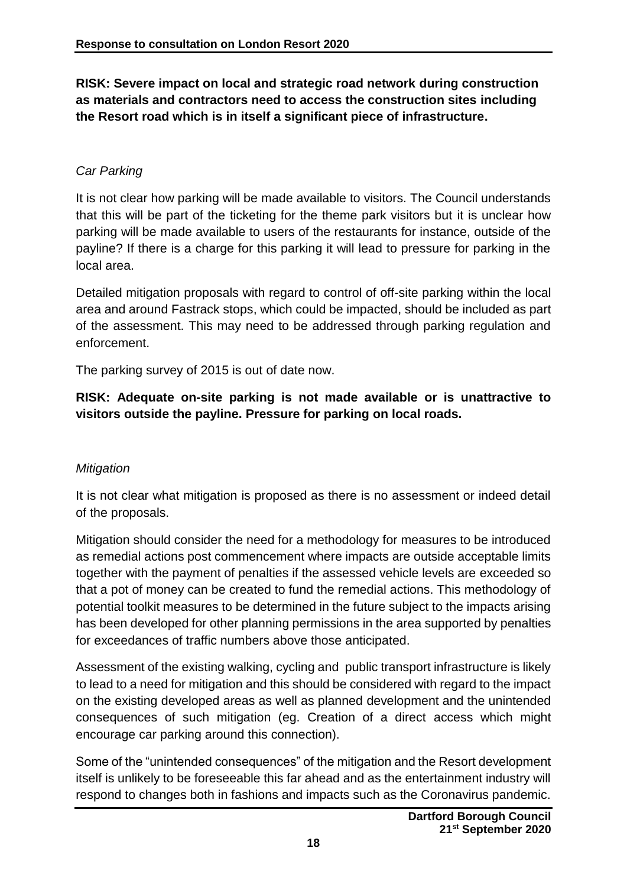**RISK: Severe impact on local and strategic road network during construction as materials and contractors need to access the construction sites including the Resort road which is in itself a significant piece of infrastructure.**

*Car Parking*

It is not clear how parking will be made available to visitors. The Council understands that this will be part of the ticketing for the theme park visitors but it is unclear how parking will be made available to users of the restaurants for instance, outside of the payline? If there is a charge for this parking it will lead to pressure for parking in the local area.

Detailed mitigation proposals with regard to control of off-site parking within the local area and around Fastrack stops, which could be impacted, should be included as part of the assessment. This may need to be addressed through parking regulation and enforcement.

The parking survey of 2015 is out of date now.

**RISK: Adequate on-site parking is not made available or is unattractive to visitors outside the payline. Pressure for parking on local roads.**

*Mitigation*

It is not clear what mitigation is proposed as there is no assessment or indeed detail of the proposals.

Mitigation should consider the need for a methodology for measures to be introduced as remedial actions post commencement where impacts are outside acceptable limits together with the payment of penalties if the assessed vehicle levels are exceeded so that a pot of money can be created to fund the remedial actions. This methodology of potential toolkit measures to be determined in the future subject to the impacts arising has been developed for other planning permissions in the area supported by penalties for exceedances of traffic numbers above those anticipated.

Assessment of the existing walking, cycling and public transport infrastructure is likely to lead to a need for mitigation and this should be considered with regard to the impact on the existing developed areas as well as planned development and the unintended consequences of such mitigation (eg. Creation of a direct access which might encourage car parking around this connection).

Some of the "unintended consequences" of the mitigation and the Resort development itself is unlikely to be foreseeable this far ahead and as the entertainment industry will respond to changes both in fashions and impacts such as the Coronavirus pandemic.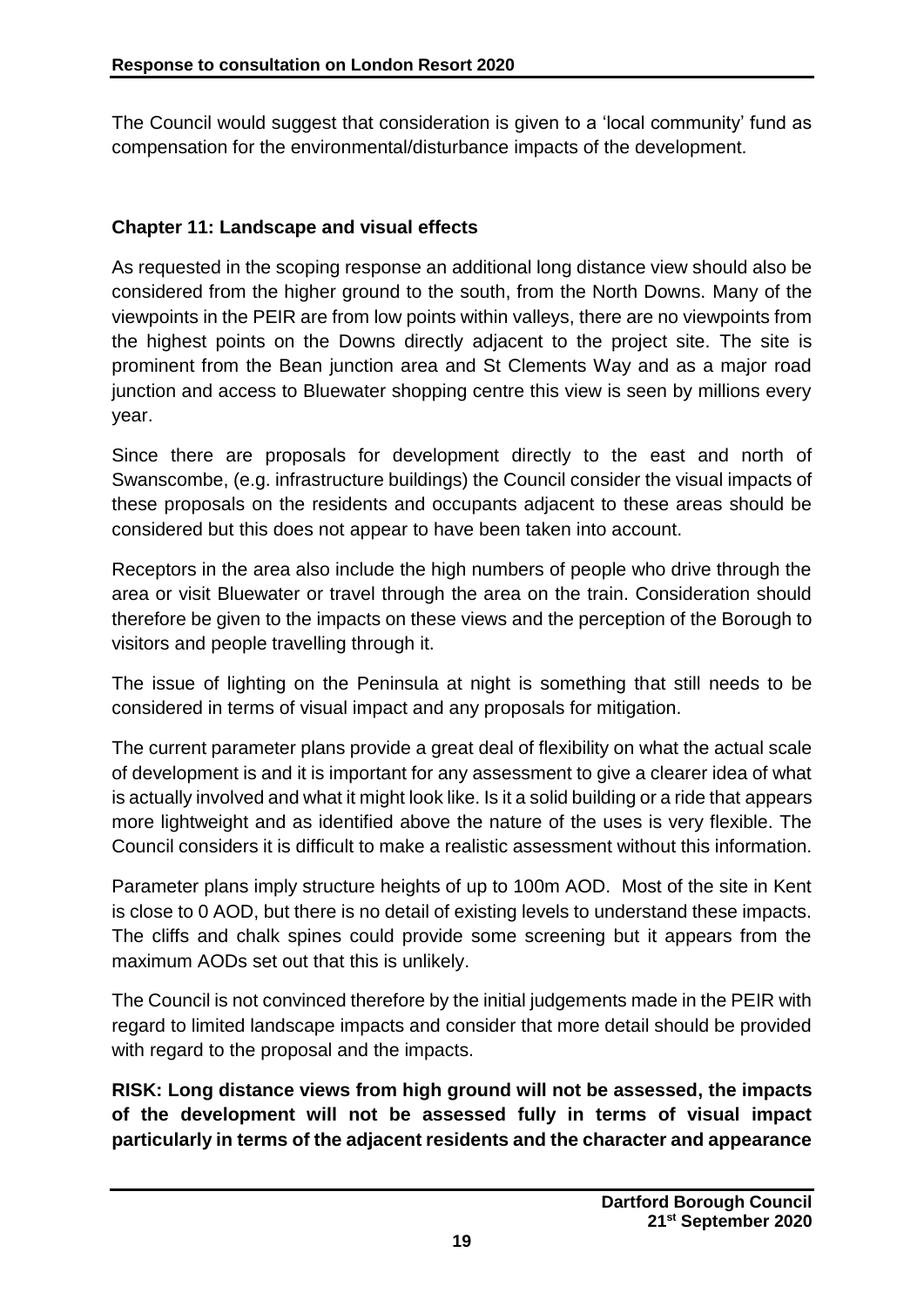The Council would suggest that consideration is given to a 'local community' fund as compensation for the environmental/disturbance impacts of the development.

### Chapter 11: Landscape and visual effects

As requested in the scoping response an additional long distance view should also be considered from the higher ground to the south, from the North Downs. Many of the viewpoints in the PEIR are from low points within valleys, there are no viewpoints from the highest points on the Downs directly adjacent to the project site. The site is prominent from the Bean junction area and St Clements Way and as a major road junction and access to Bluewater shopping centre this view is seen by millions every year.

Since there are proposals for development directly to the east and north of Swanscombe, (e.g. infrastructure buildings) the Council consider the visual impacts of these proposals on the residents and occupants adjacent to these areas should be considered but this does not appear to have been taken into account.

Receptors in the area also include the high numbers of people who drive through the area or visit Bluewater or travel through the area on the train. Consideration should therefore be given to the impacts on these views and the perception of the Borough to visitors and people travelling through it.

The issue of lighting on the Peninsula at night is something that still needs to be considered in terms of visual impact and any proposals for mitigation.

The current parameter plans provide a great deal of flexibility on what the actual scale of development is and it is important for any assessment to give a clearer idea of what is actually involved and what it might look like. Is it a solid building or a ride that appears more lightweight and as identified above the nature of the uses is very flexible. The Council considers it is difficult to make a realistic assessment without this information.

Parameter plans imply structure heights of up to 100m AOD. Most of the site in Kent is close to 0 AOD, but there is no detail of existing levels to understand these impacts. The cliffs and chalk spines could provide some screening but it appears from the maximum AODs set out that this is unlikely.

The Council is not convinced therefore by the initial judgements made in the PEIR with regard to limited landscape impacts and consider that more detail should be provided with regard to the proposal and the impacts.

**RISK: Long distance views from high ground will not be assessed, the impacts of the development will not be assessed fully in terms of visual impact particularly in terms of the adjacent residents and the character and appearance**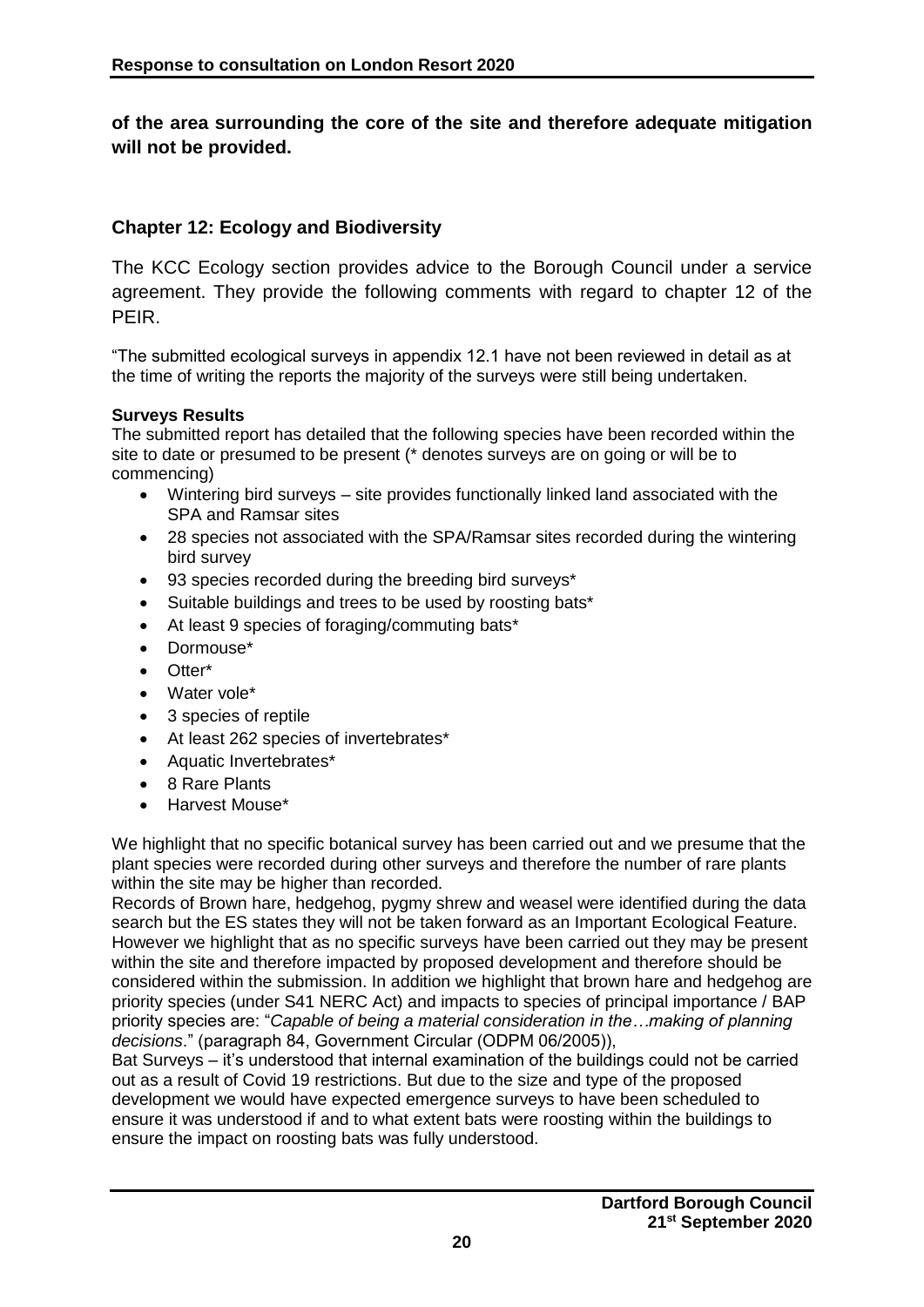**of the area surrounding the core of the site and therefore adequate mitigation will not be provided.**

## Chapter 12: Ecology and Biodiversity

The KCC Ecology section provides advice to the Borough Council under a service agreement. They provide the following comments with regard to chapter 12 of the PEIR.

"The submitted ecological surveys in appendix 12.1 have not been reviewed in detail as at the time of writing the reports the majority of the surveys were still being undertaken.

**Surveys Results**

The submitted report has detailed that the following species have been recorded within the site to date or presumed to be present (* denotes surveys are on going or will be to commencing)

- Wintering bird surveys – site provides functionally linked land associated with the SPA and Ramsar sites
- 28 species not associated with the SPA/Ramsar sites recorded during the wintering bird survey
- 93 species recorded during the breeding bird surveys*
- Suitable buildings and trees to be used by roosting bats*
- At least 9 species of foraging/commuting bats*
- Dormouse*
- Otter*
- Water vole*
- 3 species of reptile
- At least 262 species of invertebrates*
- Aquatic Invertebrates*
- 8 Rare Plants
- Harvest Mouse*

We highlight that no specific botanical survey has been carried out and we presume that the plant species were recorded during other surveys and therefore the number of rare plants within the site may be higher than recorded.

Records of Brown hare, hedgehog, pygmy shrew and weasel were identified during the data search but the ES states they will not be taken forward as an Important Ecological Feature. However we highlight that as no specific surveys have been carried out they may be present within the site and therefore impacted by proposed development and therefore should be considered within the submission. In addition we highlight that brown hare and hedgehog are priority species (under S41 NERC Act) and impacts to species of principal importance / BAP priority species are: "*Capable of being a material consideration in the…making of planning decisions*." (paragraph 84, Government Circular (ODPM 06/2005)),

Bat Surveys – it's understood that internal examination of the buildings could not be carried out as a result of Covid 19 restrictions. But due to the size and type of the proposed development we would have expected emergence surveys to have been scheduled to ensure it was understood if and to what extent bats were roosting within the buildings to ensure the impact on roosting bats was fully understood.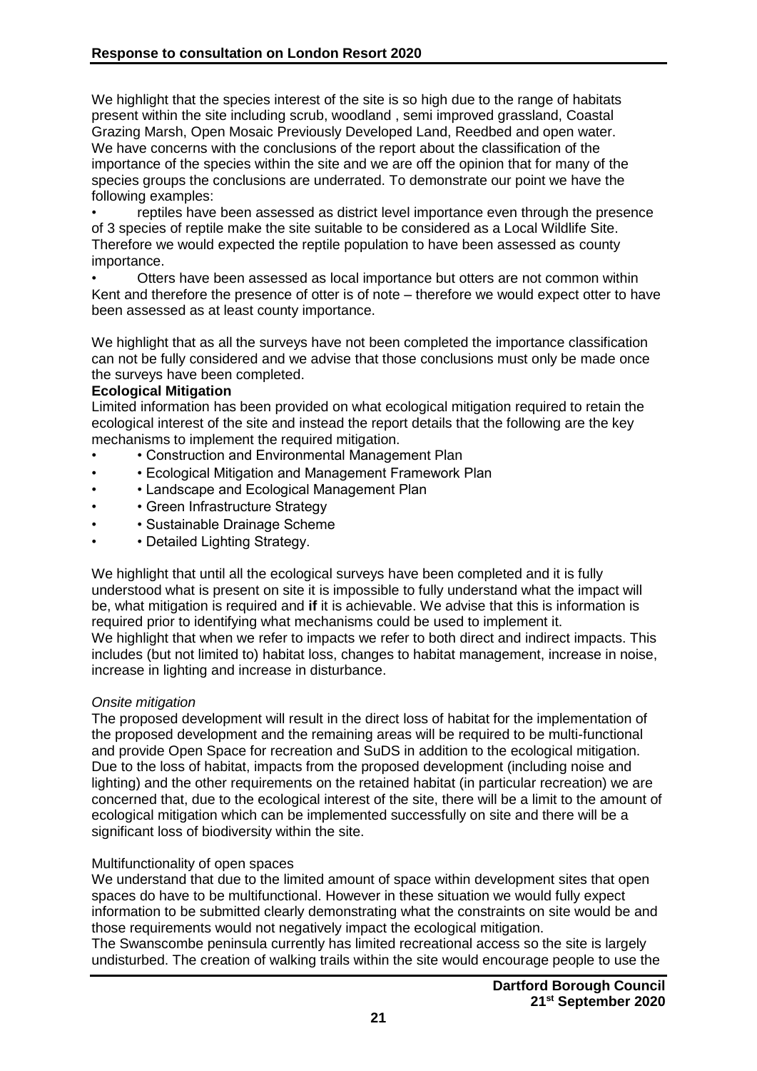We highlight that the species interest of the site is so high due to the range of habitats present within the site including scrub, woodland , semi improved grassland, Coastal Grazing Marsh, Open Mosaic Previously Developed Land, Reedbed and open water. We have concerns with the conclusions of the report about the classification of the importance of the species within the site and we are off the opinion that for many of the species groups the conclusions are underrated. To demonstrate our point we have the following examples:

- reptiles have been assessed as district level importance even through the presence of 3 species of reptile make the site suitable to be considered as a Local Wildlife Site. Therefore we would expected the reptile population to have been assessed as county importance.
- Otters have been assessed as local importance but otters are not common within Kent and therefore the presence of otter is of note – therefore we would expect otter to have been assessed as at least county importance.

We highlight that as all the surveys have not been completed the importance classification can not be fully considered and we advise that those conclusions must only be made once the surveys have been completed.

**Ecological Mitigation**

Limited information has been provided on what ecological mitigation required to retain the ecological interest of the site and instead the report details that the following are the key mechanisms to implement the required mitigation.

- • Construction and Environmental Management Plan
- • Ecological Mitigation and Management Framework Plan
- • Landscape and Ecological Management Plan
- • Green Infrastructure Strategy
- • Sustainable Drainage Scheme
- • Detailed Lighting Strategy.

We highlight that until all the ecological surveys have been completed and it is fully understood what is present on site it is impossible to fully understand what the impact will be, what mitigation is required and **if** it is achievable. We advise that this is information is required prior to identifying what mechanisms could be used to implement it.
We highlight that when we refer to impacts we refer to both direct and indirect impacts. This includes (but not limited to) habitat loss, changes to habitat management, increase in noise, increase in lighting and increase in disturbance.

*Onsite mitigation*

The proposed development will result in the direct loss of habitat for the implementation of the proposed development and the remaining areas will be required to be multi-functional and provide Open Space for recreation and SuDS in addition to the ecological mitigation. Due to the loss of habitat, impacts from the proposed development (including noise and lighting) and the other requirements on the retained habitat (in particular recreation) we are concerned that, due to the ecological interest of the site, there will be a limit to the amount of ecological mitigation which can be implemented successfully on site and there will be a significant loss of biodiversity within the site.

Multifunctionality of open spaces

We understand that due to the limited amount of space within development sites that open spaces do have to be multifunctional. However in these situation we would fully expect information to be submitted clearly demonstrating what the constraints on site would be and those requirements would not negatively impact the ecological mitigation.
The Swanscombe peninsula currently has limited recreational access so the site is largely undisturbed. The creation of walking trails within the site would encourage people to use the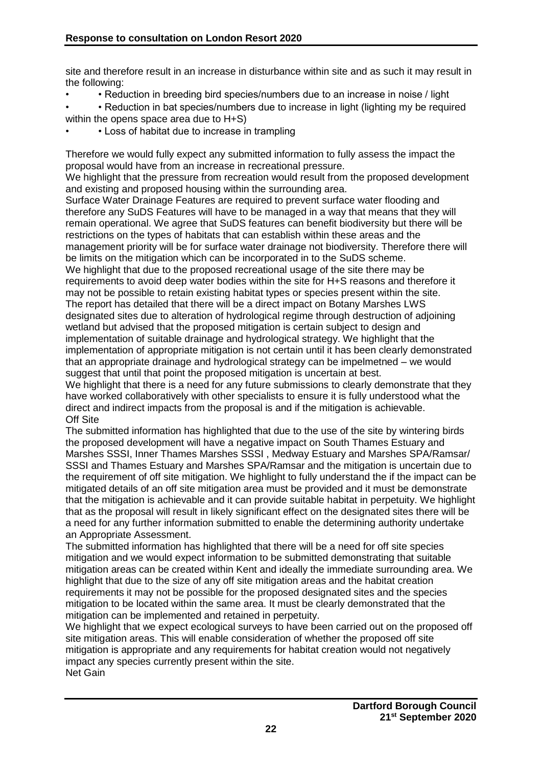site and therefore result in an increase in disturbance within site and as such it may result in the following:

- • Reduction in breeding bird species/numbers due to an increase in noise / light
- • Reduction in bat species/numbers due to increase in light (lighting my be required within the opens space area due to H+S)
- • Loss of habitat due to increase in trampling

Therefore we would fully expect any submitted information to fully assess the impact the proposal would have from an increase in recreational pressure.

We highlight that the pressure from recreation would result from the proposed development and existing and proposed housing within the surrounding area.

Surface Water Drainage Features are required to prevent surface water flooding and therefore any SuDS Features will have to be managed in a way that means that they will remain operational. We agree that SuDS features can benefit biodiversity but there will be restrictions on the types of habitats that can establish within these areas and the management priority will be for surface water drainage not biodiversity. Therefore there will be limits on the mitigation which can be incorporated in to the SuDS scheme.

We highlight that due to the proposed recreational usage of the site there may be requirements to avoid deep water bodies within the site for H+S reasons and therefore it may not be possible to retain existing habitat types or species present within the site.

The report has detailed that there will be a direct impact on Botany Marshes LWS designated sites due to alteration of hydrological regime through destruction of adjoining wetland but advised that the proposed mitigation is certain subject to design and implementation of suitable drainage and hydrological strategy. We highlight that the implementation of appropriate mitigation is not certain until it has been clearly demonstrated that an appropriate drainage and hydrological strategy can be impelmetned – we would suggest that until that point the proposed mitigation is uncertain at best.

We highlight that there is a need for any future submissions to clearly demonstrate that they have worked collaboratively with other specialists to ensure it is fully understood what the direct and indirect impacts from the proposal is and if the mitigation is achievable.

Off Site

The submitted information has highlighted that due to the use of the site by wintering birds the proposed development will have a negative impact on South Thames Estuary and Marshes SSSI, Inner Thames Marshes SSSI , Medway Estuary and Marshes SPA/Ramsar/ SSSI and Thames Estuary and Marshes SPA/Ramsar and the mitigation is uncertain due to the requirement of off site mitigation. We highlight to fully understand the if the impact can be mitigated details of an off site mitigation area must be provided and it must be demonstrate that the mitigation is achievable and it can provide suitable habitat in perpetuity. We highlight that as the proposal will result in likely significant effect on the designated sites there will be a need for any further information submitted to enable the determining authority undertake an Appropriate Assessment.

The submitted information has highlighted that there will be a need for off site species mitigation and we would expect information to be submitted demonstrating that suitable mitigation areas can be created within Kent and ideally the immediate surrounding area. We highlight that due to the size of any off site mitigation areas and the habitat creation requirements it may not be possible for the proposed designated sites and the species mitigation to be located within the same area. It must be clearly demonstrated that the mitigation can be implemented and retained in perpetuity.

We highlight that we expect ecological surveys to have been carried out on the proposed off site mitigation areas. This will enable consideration of whether the proposed off site mitigation is appropriate and any requirements for habitat creation would not negatively impact any species currently present within the site.

Net Gain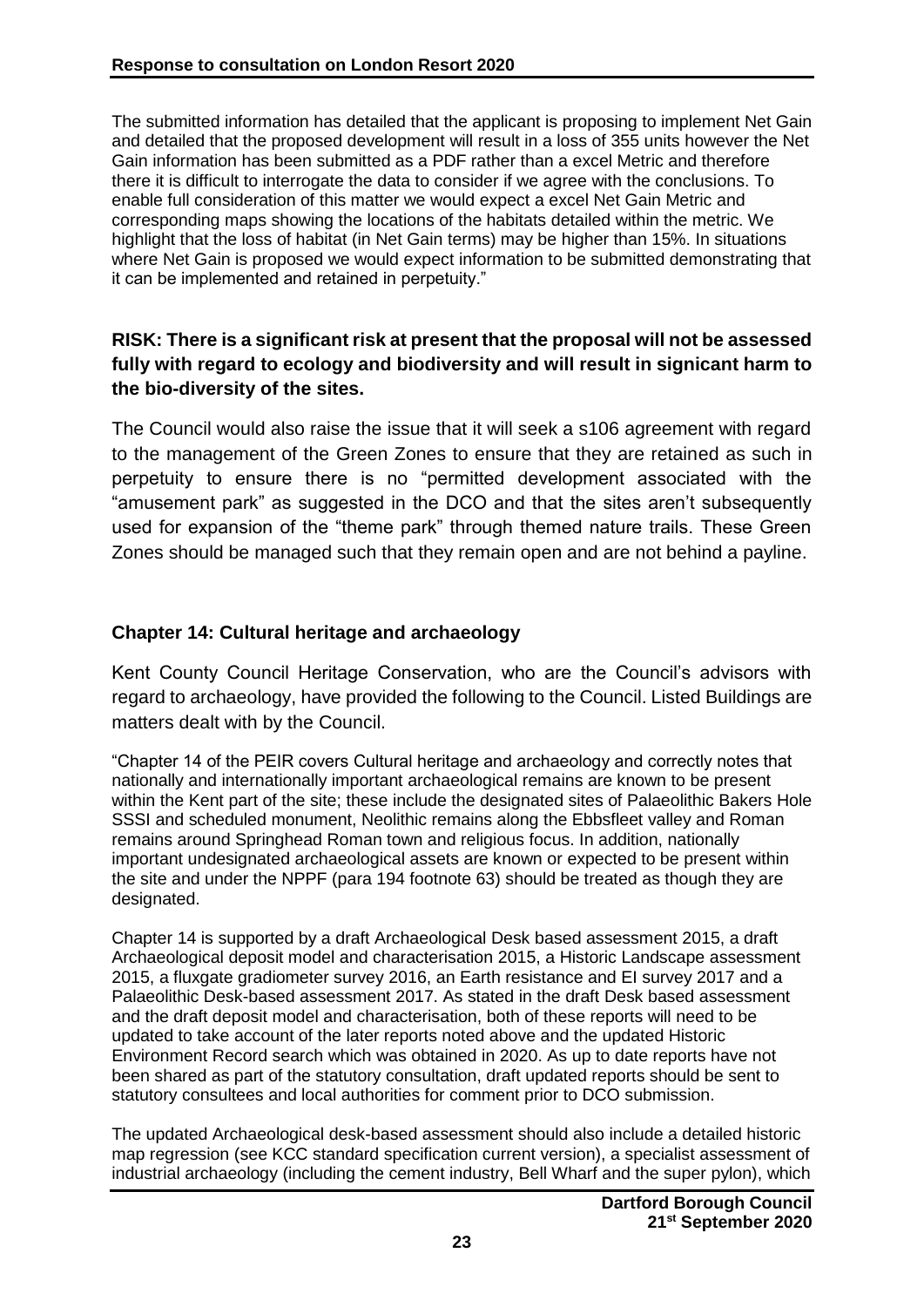The submitted information has detailed that the applicant is proposing to implement Net Gain and detailed that the proposed development will result in a loss of 355 units however the Net Gain information has been submitted as a PDF rather than a excel Metric and therefore there it is difficult to interrogate the data to consider if we agree with the conclusions. To enable full consideration of this matter we would expect a excel Net Gain Metric and corresponding maps showing the locations of the habitats detailed within the metric. We highlight that the loss of habitat (in Net Gain terms) may be higher than 15%. In situations where Net Gain is proposed we would expect information to be submitted demonstrating that it can be implemented and retained in perpetuity."

**RISK: There is a significant risk at present that the proposal will not be assessed fully with regard to ecology and biodiversity and will result in signicant harm to the bio-diversity of the sites.**

The Council would also raise the issue that it will seek a s106 agreement with regard to the management of the Green Zones to ensure that they are retained as such in perpetuity to ensure there is no "permitted development associated with the "amusement park" as suggested in the DCO and that the sites aren't subsequently used for expansion of the "theme park" through themed nature trails. These Green Zones should be managed such that they remain open and are not behind a payline.

### Chapter 14: Cultural heritage and archaeology

Kent County Council Heritage Conservation, who are the Council's advisors with regard to archaeology, have provided the following to the Council. Listed Buildings are matters dealt with by the Council.

"Chapter 14 of the PEIR covers Cultural heritage and archaeology and correctly notes that nationally and internationally important archaeological remains are known to be present within the Kent part of the site; these include the designated sites of Palaeolithic Bakers Hole SSSI and scheduled monument, Neolithic remains along the Ebbsfleet valley and Roman remains around Springhead Roman town and religious focus. In addition, nationally important undesignated archaeological assets are known or expected to be present within the site and under the NPPF (para 194 footnote 63) should be treated as though they are designated.

Chapter 14 is supported by a draft Archaeological Desk based assessment 2015, a draft Archaeological deposit model and characterisation 2015, a Historic Landscape assessment 2015, a fluxgate gradiometer survey 2016, an Earth resistance and EI survey 2017 and a Palaeolithic Desk-based assessment 2017. As stated in the draft Desk based assessment and the draft deposit model and characterisation, both of these reports will need to be updated to take account of the later reports noted above and the updated Historic Environment Record search which was obtained in 2020. As up to date reports have not been shared as part of the statutory consultation, draft updated reports should be sent to statutory consultees and local authorities for comment prior to DCO submission.

The updated Archaeological desk-based assessment should also include a detailed historic map regression (see KCC standard specification current version), a specialist assessment of industrial archaeology (including the cement industry, Bell Wharf and the super pylon), which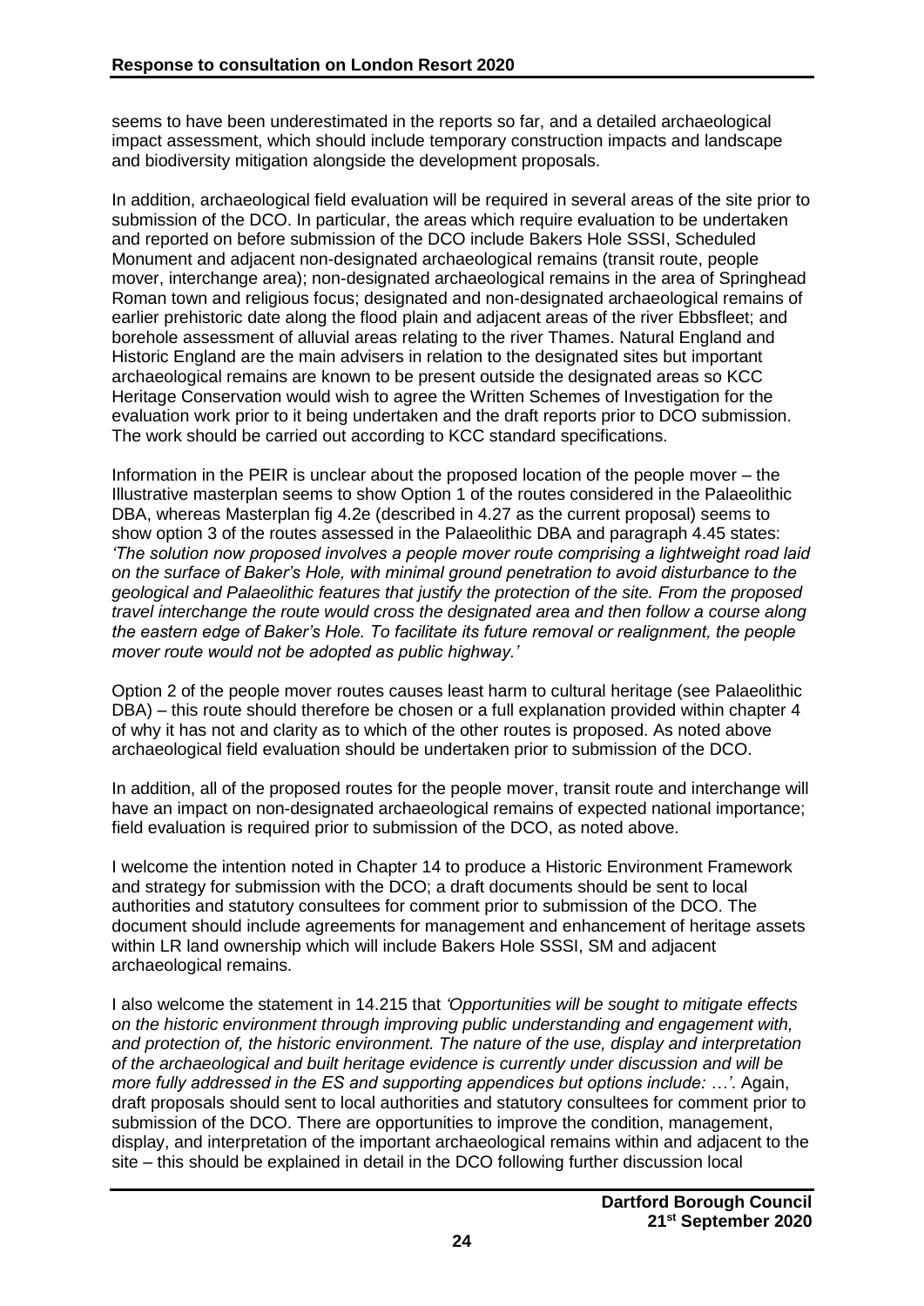seems to have been underestimated in the reports so far, and a detailed archaeological impact assessment, which should include temporary construction impacts and landscape and biodiversity mitigation alongside the development proposals.

In addition, archaeological field evaluation will be required in several areas of the site prior to submission of the DCO. In particular, the areas which require evaluation to be undertaken and reported on before submission of the DCO include Bakers Hole SSSI, Scheduled Monument and adjacent non-designated archaeological remains (transit route, people mover, interchange area); non-designated archaeological remains in the area of Springhead Roman town and religious focus; designated and non-designated archaeological remains of earlier prehistoric date along the flood plain and adjacent areas of the river Ebbsfleet; and borehole assessment of alluvial areas relating to the river Thames. Natural England and Historic England are the main advisers in relation to the designated sites but important archaeological remains are known to be present outside the designated areas so KCC Heritage Conservation would wish to agree the Written Schemes of Investigation for the evaluation work prior to it being undertaken and the draft reports prior to DCO submission. The work should be carried out according to KCC standard specifications.

Information in the PEIR is unclear about the proposed location of the people mover – the Illustrative masterplan seems to show Option 1 of the routes considered in the Palaeolithic DBA, whereas Masterplan fig 4.2e (described in 4.27 as the current proposal) seems to show option 3 of the routes assessed in the Palaeolithic DBA and paragraph 4.45 states: *'The solution now proposed involves a people mover route comprising a lightweight road laid on the surface of Baker's Hole, with minimal ground penetration to avoid disturbance to the geological and Palaeolithic features that justify the protection of the site. From the proposed travel interchange the route would cross the designated area and then follow a course along the eastern edge of Baker's Hole. To facilitate its future removal or realignment, the people mover route would not be adopted as public highway.'*

Option 2 of the people mover routes causes least harm to cultural heritage (see Palaeolithic DBA) – this route should therefore be chosen or a full explanation provided within chapter 4 of why it has not and clarity as to which of the other routes is proposed. As noted above archaeological field evaluation should be undertaken prior to submission of the DCO.

In addition, all of the proposed routes for the people mover, transit route and interchange will have an impact on non-designated archaeological remains of expected national importance; field evaluation is required prior to submission of the DCO, as noted above.

I welcome the intention noted in Chapter 14 to produce a Historic Environment Framework and strategy for submission with the DCO; a draft documents should be sent to local authorities and statutory consultees for comment prior to submission of the DCO. The document should include agreements for management and enhancement of heritage assets within LR land ownership which will include Bakers Hole SSSI, SM and adjacent archaeological remains.

I also welcome the statement in 14.215 that *'Opportunities will be sought to mitigate effects on the historic environment through improving public understanding and engagement with, and protection of, the historic environment. The nature of the use, display and interpretation of the archaeological and built heritage evidence is currently under discussion and will be more fully addressed in the ES and supporting appendices but options include: …'*. Again, draft proposals should sent to local authorities and statutory consultees for comment prior to submission of the DCO. There are opportunities to improve the condition, management, display, and interpretation of the important archaeological remains within and adjacent to the site – this should be explained in detail in the DCO following further discussion local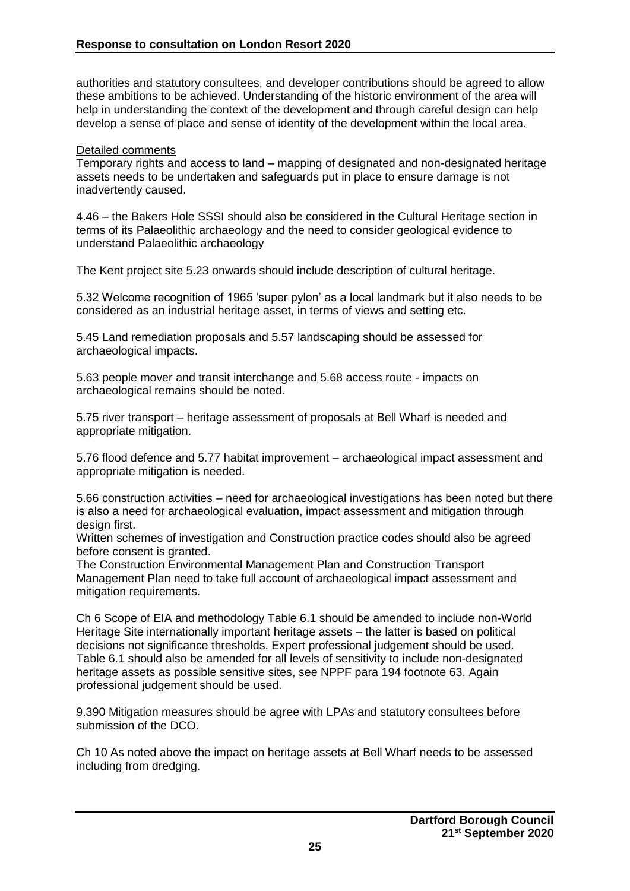authorities and statutory consultees, and developer contributions should be agreed to allow these ambitions to be achieved. Understanding of the historic environment of the area will help in understanding the context of the development and through careful design can help develop a sense of place and sense of identity of the development within the local area.

Detailed comments

Temporary rights and access to land – mapping of designated and non-designated heritage assets needs to be undertaken and safeguards put in place to ensure damage is not inadvertently caused.

4.46 – the Bakers Hole SSSI should also be considered in the Cultural Heritage section in terms of its Palaeolithic archaeology and the need to consider geological evidence to understand Palaeolithic archaeology

The Kent project site 5.23 onwards should include description of cultural heritage.

5.32 Welcome recognition of 1965 'super pylon' as a local landmark but it also needs to be considered as an industrial heritage asset, in terms of views and setting etc.

5.45 Land remediation proposals and 5.57 landscaping should be assessed for archaeological impacts.

5.63 people mover and transit interchange and 5.68 access route - impacts on archaeological remains should be noted.

5.75 river transport – heritage assessment of proposals at Bell Wharf is needed and appropriate mitigation.

5.76 flood defence and 5.77 habitat improvement – archaeological impact assessment and appropriate mitigation is needed.

5.66 construction activities – need for archaeological investigations has been noted but there is also a need for archaeological evaluation, impact assessment and mitigation through design first.
Written schemes of investigation and Construction practice codes should also be agreed before consent is granted.
The Construction Environmental Management Plan and Construction Transport Management Plan need to take full account of archaeological impact assessment and mitigation requirements.

Ch 6 Scope of EIA and methodology Table 6.1 should be amended to include non-World Heritage Site internationally important heritage assets – the latter is based on political decisions not significance thresholds. Expert professional judgement should be used. Table 6.1 should also be amended for all levels of sensitivity to include non-designated heritage assets as possible sensitive sites, see NPPF para 194 footnote 63. Again professional judgement should be used.

9.390 Mitigation measures should be agree with LPAs and statutory consultees before submission of the DCO.

Ch 10 As noted above the impact on heritage assets at Bell Wharf needs to be assessed including from dredging.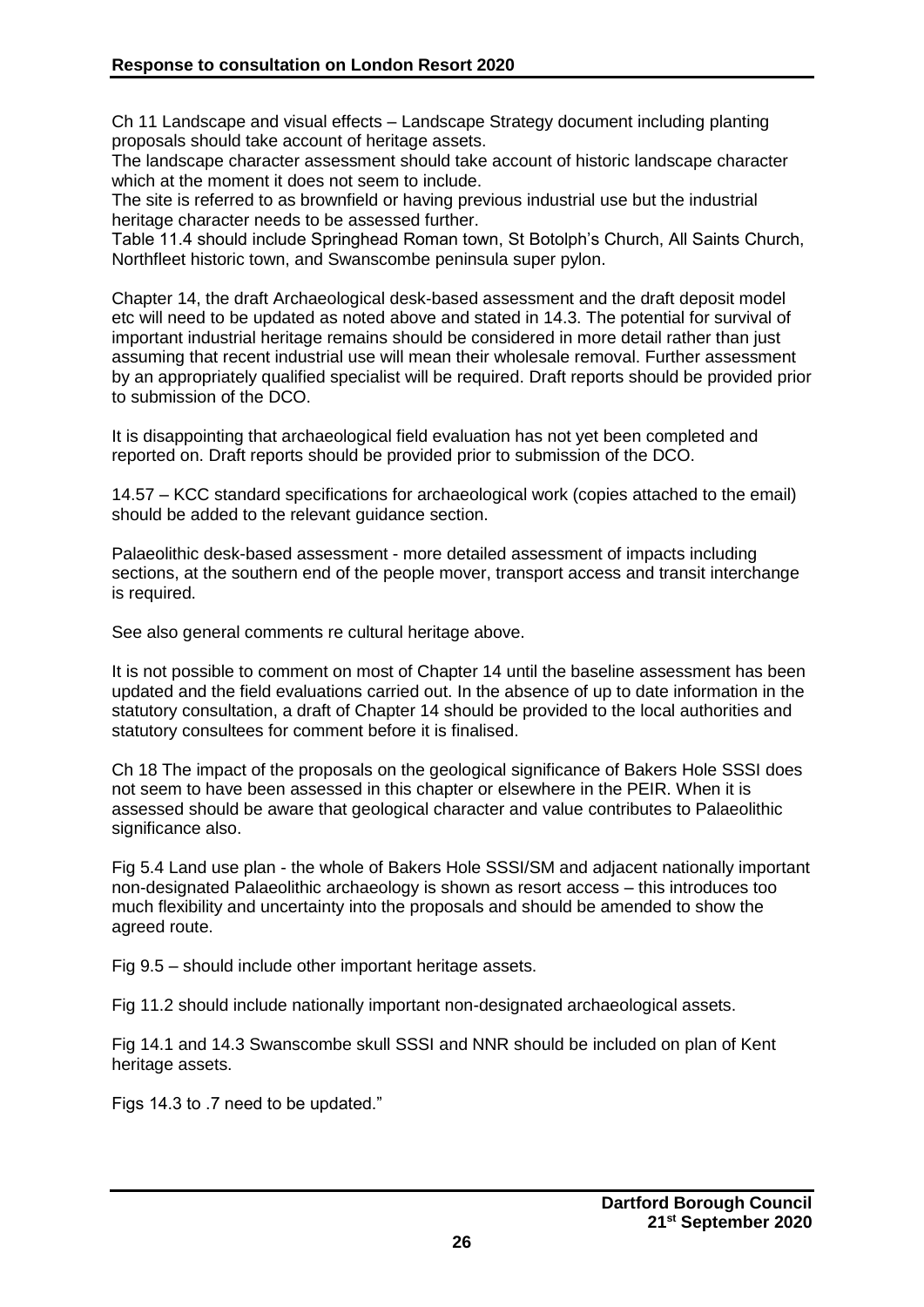Ch 11 Landscape and visual effects – Landscape Strategy document including planting proposals should take account of heritage assets.
The landscape character assessment should take account of historic landscape character which at the moment it does not seem to include.
The site is referred to as brownfield or having previous industrial use but the industrial heritage character needs to be assessed further.
Table 11.4 should include Springhead Roman town, St Botolph's Church, All Saints Church, Northfleet historic town, and Swanscombe peninsula super pylon.

Chapter 14, the draft Archaeological desk-based assessment and the draft deposit model etc will need to be updated as noted above and stated in 14.3. The potential for survival of important industrial heritage remains should be considered in more detail rather than just assuming that recent industrial use will mean their wholesale removal. Further assessment by an appropriately qualified specialist will be required. Draft reports should be provided prior to submission of the DCO.

It is disappointing that archaeological field evaluation has not yet been completed and reported on. Draft reports should be provided prior to submission of the DCO.

14.57 – KCC standard specifications for archaeological work (copies attached to the email) should be added to the relevant guidance section.

Palaeolithic desk-based assessment - more detailed assessment of impacts including sections, at the southern end of the people mover, transport access and transit interchange is required.

See also general comments re cultural heritage above.

It is not possible to comment on most of Chapter 14 until the baseline assessment has been updated and the field evaluations carried out. In the absence of up to date information in the statutory consultation, a draft of Chapter 14 should be provided to the local authorities and statutory consultees for comment before it is finalised.

Ch 18 The impact of the proposals on the geological significance of Bakers Hole SSSI does not seem to have been assessed in this chapter or elsewhere in the PEIR. When it is assessed should be aware that geological character and value contributes to Palaeolithic significance also.

Fig 5.4 Land use plan - the whole of Bakers Hole SSSI/SM and adjacent nationally important non-designated Palaeolithic archaeology is shown as resort access – this introduces too much flexibility and uncertainty into the proposals and should be amended to show the agreed route.

Fig 9.5 – should include other important heritage assets.

Fig 11.2 should include nationally important non-designated archaeological assets.

Fig 14.1 and 14.3 Swanscombe skull SSSI and NNR should be included on plan of Kent heritage assets.

Figs 14.3 to .7 need to be updated."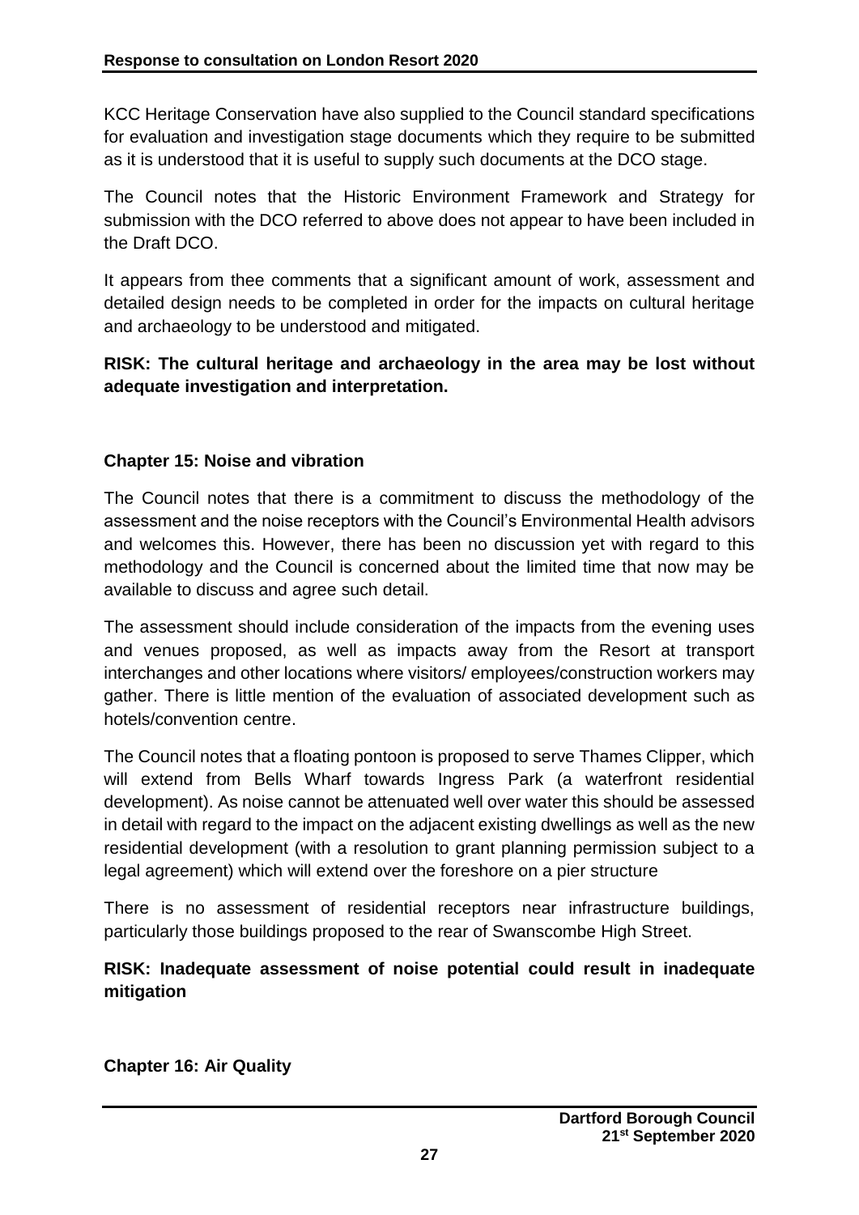KCC Heritage Conservation have also supplied to the Council standard specifications for evaluation and investigation stage documents which they require to be submitted as it is understood that it is useful to supply such documents at the DCO stage.

The Council notes that the Historic Environment Framework and Strategy for submission with the DCO referred to above does not appear to have been included in the Draft DCO.

It appears from thee comments that a significant amount of work, assessment and detailed design needs to be completed in order for the impacts on cultural heritage and archaeology to be understood and mitigated.

**RISK: The cultural heritage and archaeology in the area may be lost without adequate investigation and interpretation.**

**Chapter 15: Noise and vibration**

The Council notes that there is a commitment to discuss the methodology of the assessment and the noise receptors with the Council's Environmental Health advisors and welcomes this. However, there has been no discussion yet with regard to this methodology and the Council is concerned about the limited time that now may be available to discuss and agree such detail.

The assessment should include consideration of the impacts from the evening uses and venues proposed, as well as impacts away from the Resort at transport interchanges and other locations where visitors/ employees/construction workers may gather. There is little mention of the evaluation of associated development such as hotels/convention centre.

The Council notes that a floating pontoon is proposed to serve Thames Clipper, which will extend from Bells Wharf towards Ingress Park (a waterfront residential development). As noise cannot be attenuated well over water this should be assessed in detail with regard to the impact on the adjacent existing dwellings as well as the new residential development (with a resolution to grant planning permission subject to a legal agreement) which will extend over the foreshore on a pier structure

There is no assessment of residential receptors near infrastructure buildings, particularly those buildings proposed to the rear of Swanscombe High Street.

**RISK: Inadequate assessment of noise potential could result in inadequate mitigation**

**Chapter 16: Air Quality**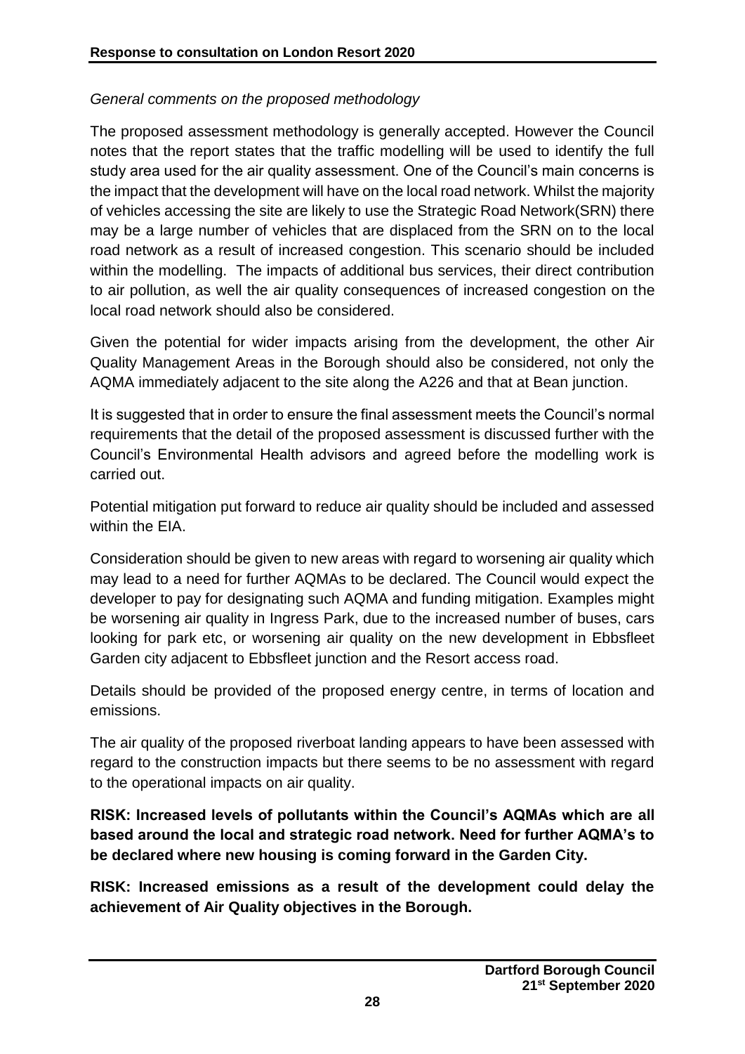*General comments on the proposed methodology*

The proposed assessment methodology is generally accepted. However the Council notes that the report states that the traffic modelling will be used to identify the full study area used for the air quality assessment. One of the Council's main concerns is the impact that the development will have on the local road network. Whilst the majority of vehicles accessing the site are likely to use the Strategic Road Network(SRN) there may be a large number of vehicles that are displaced from the SRN on to the local road network as a result of increased congestion. This scenario should be included within the modelling. The impacts of additional bus services, their direct contribution to air pollution, as well the air quality consequences of increased congestion on the local road network should also be considered.

Given the potential for wider impacts arising from the development, the other Air Quality Management Areas in the Borough should also be considered, not only the AQMA immediately adjacent to the site along the A226 and that at Bean junction.

It is suggested that in order to ensure the final assessment meets the Council's normal requirements that the detail of the proposed assessment is discussed further with the Council's Environmental Health advisors and agreed before the modelling work is carried out.

Potential mitigation put forward to reduce air quality should be included and assessed within the EIA.

Consideration should be given to new areas with regard to worsening air quality which may lead to a need for further AQMAs to be declared. The Council would expect the developer to pay for designating such AQMA and funding mitigation. Examples might be worsening air quality in Ingress Park, due to the increased number of buses, cars looking for park etc, or worsening air quality on the new development in Ebbsfleet Garden city adjacent to Ebbsfleet junction and the Resort access road.

Details should be provided of the proposed energy centre, in terms of location and emissions.

The air quality of the proposed riverboat landing appears to have been assessed with regard to the construction impacts but there seems to be no assessment with regard to the operational impacts on air quality.

**RISK: Increased levels of pollutants within the Council's AQMAs which are all based around the local and strategic road network. Need for further AQMA's to be declared where new housing is coming forward in the Garden City.**

**RISK: Increased emissions as a result of the development could delay the achievement of Air Quality objectives in the Borough.**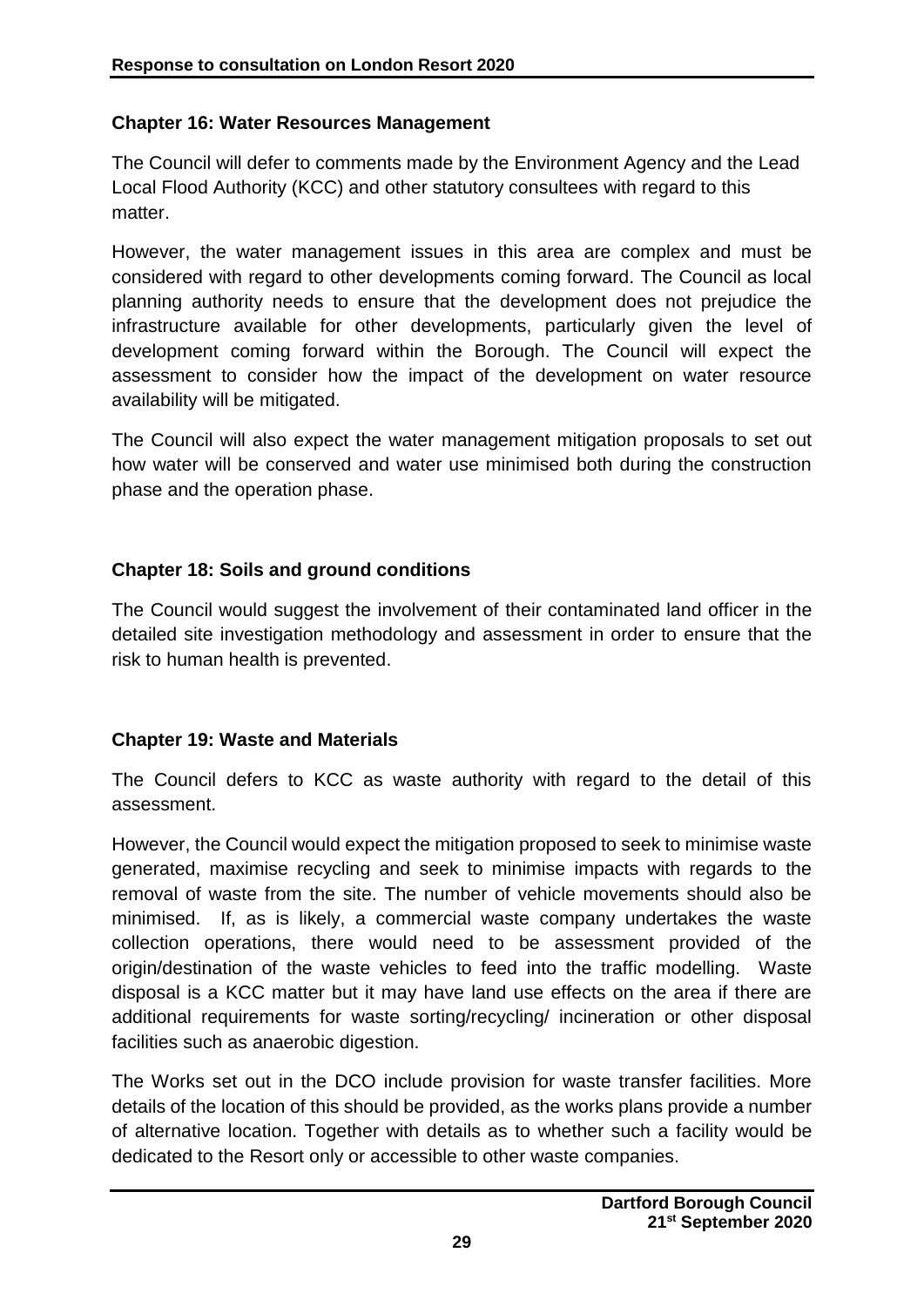### Chapter 16: Water Resources Management

The Council will defer to comments made by the Environment Agency and the Lead Local Flood Authority (KCC) and other statutory consultees with regard to this matter.

However, the water management issues in this area are complex and must be considered with regard to other developments coming forward. The Council as local planning authority needs to ensure that the development does not prejudice the infrastructure available for other developments, particularly given the level of development coming forward within the Borough. The Council will expect the assessment to consider how the impact of the development on water resource availability will be mitigated.

The Council will also expect the water management mitigation proposals to set out how water will be conserved and water use minimised both during the construction phase and the operation phase.

### Chapter 18: Soils and ground conditions

The Council would suggest the involvement of their contaminated land officer in the detailed site investigation methodology and assessment in order to ensure that the risk to human health is prevented.

### Chapter 19: Waste and Materials

The Council defers to KCC as waste authority with regard to the detail of this assessment.

However, the Council would expect the mitigation proposed to seek to minimise waste generated, maximise recycling and seek to minimise impacts with regards to the removal of waste from the site. The number of vehicle movements should also be minimised. If, as is likely, a commercial waste company undertakes the waste collection operations, there would need to be assessment provided of the origin/destination of the waste vehicles to feed into the traffic modelling. Waste disposal is a KCC matter but it may have land use effects on the area if there are additional requirements for waste sorting/recycling/ incineration or other disposal facilities such as anaerobic digestion.

The Works set out in the DCO include provision for waste transfer facilities. More details of the location of this should be provided, as the works plans provide a number of alternative location. Together with details as to whether such a facility would be dedicated to the Resort only or accessible to other waste companies.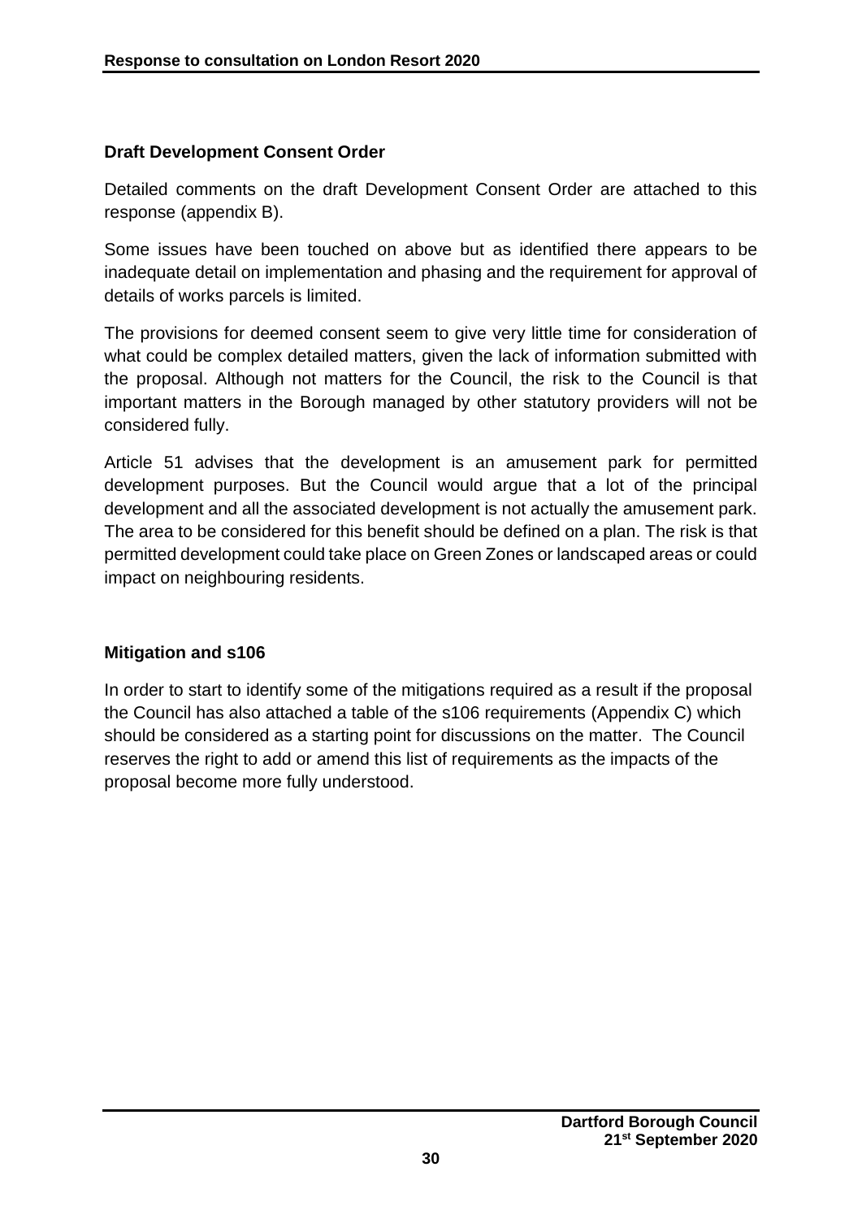## Draft Development Consent Order

Detailed comments on the draft Development Consent Order are attached to this response (appendix B).

Some issues have been touched on above but as identified there appears to be inadequate detail on implementation and phasing and the requirement for approval of details of works parcels is limited.

The provisions for deemed consent seem to give very little time for consideration of what could be complex detailed matters, given the lack of information submitted with the proposal. Although not matters for the Council, the risk to the Council is that important matters in the Borough managed by other statutory providers will not be considered fully.

Article 51 advises that the development is an amusement park for permitted development purposes. But the Council would argue that a lot of the principal development and all the associated development is not actually the amusement park. The area to be considered for this benefit should be defined on a plan. The risk is that permitted development could take place on Green Zones or landscaped areas or could impact on neighbouring residents.

## Mitigation and s106

In order to start to identify some of the mitigations required as a result if the proposal the Council has also attached a table of the s106 requirements (Appendix C) which should be considered as a starting point for discussions on the matter. The Council reserves the right to add or amend this list of requirements as the impacts of the proposal become more fully understood.